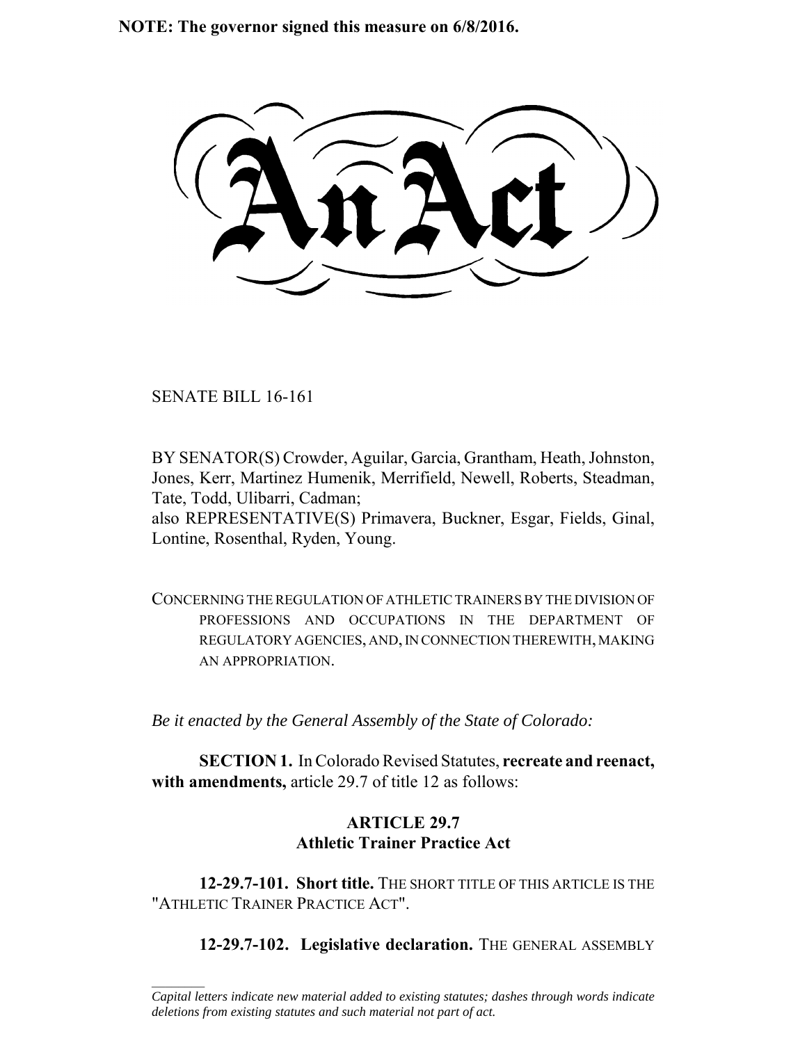**NOTE: The governor signed this measure on 6/8/2016.**

# An Act

SENATE BILL 16-161

BY SENATOR(S) Crowder, Aguilar, Garcia, Grantham, Heath, Johnston, Jones, Kerr, Martinez Humenik, Merrifield, Newell, Roberts, Steadman, Tate, Todd, Ulibarri, Cadman;
also REPRESENTATIVE(S) Primavera, Buckner, Esgar, Fields, Ginal, Lontine, Rosenthal, Ryden, Young.

CONCERNING THE REGULATION OF ATHLETIC TRAINERS BY THE DIVISION OF PROFESSIONS AND OCCUPATIONS IN THE DEPARTMENT OF REGULATORY AGENCIES, AND, IN CONNECTION THEREWITH, MAKING AN APPROPRIATION.

*Be it enacted by the General Assembly of the State of Colorado:*

**SECTION 1.** In Colorado Revised Statutes, **recreate and reenact, with amendments,** article 29.7 of title 12 as follows:

## ARTICLE 29.7
## Athletic Trainer Practice Act

**12-29.7-101. Short title.** THE SHORT TITLE OF THIS ARTICLE IS THE "ATHLETIC TRAINER PRACTICE ACT".

**12-29.7-102. Legislative declaration.** THE GENERAL ASSEMBLY

---

*Capital letters indicate new material added to existing statutes; dashes through words indicate deletions from existing statutes and such material not part of act.*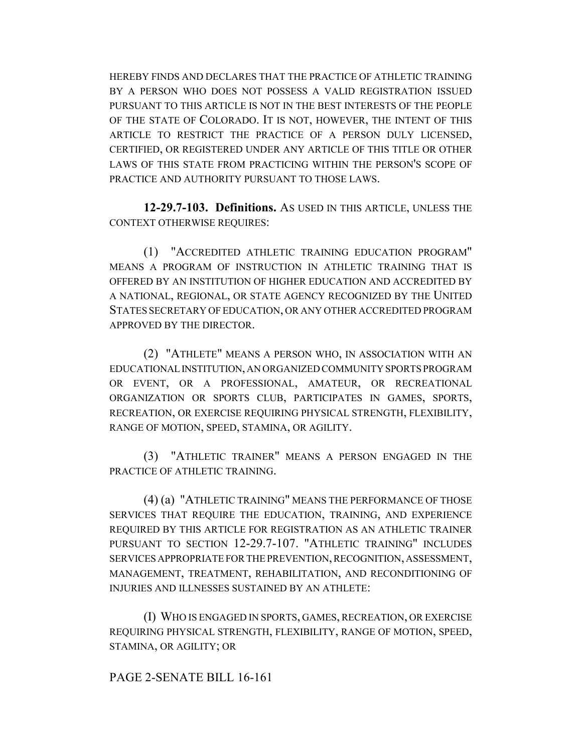HEREBY FINDS AND DECLARES THAT THE PRACTICE OF ATHLETIC TRAINING BY A PERSON WHO DOES NOT POSSESS A VALID REGISTRATION ISSUED PURSUANT TO THIS ARTICLE IS NOT IN THE BEST INTERESTS OF THE PEOPLE OF THE STATE OF COLORADO. IT IS NOT, HOWEVER, THE INTENT OF THIS ARTICLE TO RESTRICT THE PRACTICE OF A PERSON DULY LICENSED, CERTIFIED, OR REGISTERED UNDER ANY ARTICLE OF THIS TITLE OR OTHER LAWS OF THIS STATE FROM PRACTICING WITHIN THE PERSON'S SCOPE OF PRACTICE AND AUTHORITY PURSUANT TO THOSE LAWS.

**12-29.7-103. Definitions.** AS USED IN THIS ARTICLE, UNLESS THE CONTEXT OTHERWISE REQUIRES:

(1) "ACCREDITED ATHLETIC TRAINING EDUCATION PROGRAM" MEANS A PROGRAM OF INSTRUCTION IN ATHLETIC TRAINING THAT IS OFFERED BY AN INSTITUTION OF HIGHER EDUCATION AND ACCREDITED BY A NATIONAL, REGIONAL, OR STATE AGENCY RECOGNIZED BY THE UNITED STATES SECRETARY OF EDUCATION, OR ANY OTHER ACCREDITED PROGRAM APPROVED BY THE DIRECTOR.

(2) "ATHLETE" MEANS A PERSON WHO, IN ASSOCIATION WITH AN EDUCATIONAL INSTITUTION, AN ORGANIZED COMMUNITY SPORTS PROGRAM OR EVENT, OR A PROFESSIONAL, AMATEUR, OR RECREATIONAL ORGANIZATION OR SPORTS CLUB, PARTICIPATES IN GAMES, SPORTS, RECREATION, OR EXERCISE REQUIRING PHYSICAL STRENGTH, FLEXIBILITY, RANGE OF MOTION, SPEED, STAMINA, OR AGILITY.

(3) "ATHLETIC TRAINER" MEANS A PERSON ENGAGED IN THE PRACTICE OF ATHLETIC TRAINING.

(4) (a) "ATHLETIC TRAINING" MEANS THE PERFORMANCE OF THOSE SERVICES THAT REQUIRE THE EDUCATION, TRAINING, AND EXPERIENCE REQUIRED BY THIS ARTICLE FOR REGISTRATION AS AN ATHLETIC TRAINER PURSUANT TO SECTION 12-29.7-107. "ATHLETIC TRAINING" INCLUDES SERVICES APPROPRIATE FOR THE PREVENTION, RECOGNITION, ASSESSMENT, MANAGEMENT, TREATMENT, REHABILITATION, AND RECONDITIONING OF INJURIES AND ILLNESSES SUSTAINED BY AN ATHLETE:

(I) WHO IS ENGAGED IN SPORTS, GAMES, RECREATION, OR EXERCISE REQUIRING PHYSICAL STRENGTH, FLEXIBILITY, RANGE OF MOTION, SPEED, STAMINA, OR AGILITY; OR

PAGE 2-SENATE BILL 16-161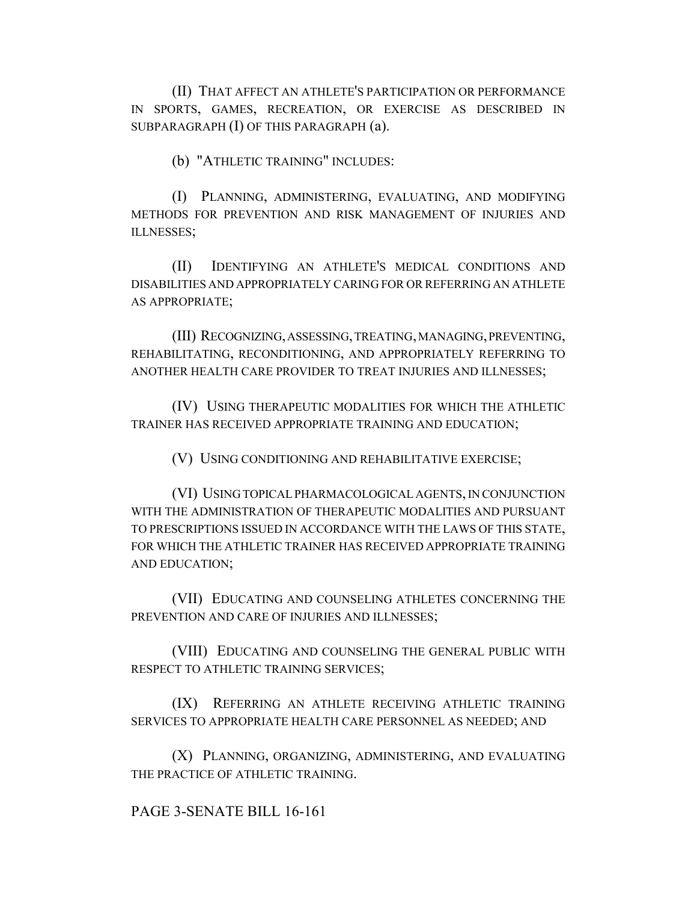(II) THAT AFFECT AN ATHLETE'S PARTICIPATION OR PERFORMANCE IN SPORTS, GAMES, RECREATION, OR EXERCISE AS DESCRIBED IN SUBPARAGRAPH (I) OF THIS PARAGRAPH (a).

(b) "ATHLETIC TRAINING" INCLUDES:

(I) PLANNING, ADMINISTERING, EVALUATING, AND MODIFYING METHODS FOR PREVENTION AND RISK MANAGEMENT OF INJURIES AND ILLNESSES;

(II) IDENTIFYING AN ATHLETE'S MEDICAL CONDITIONS AND DISABILITIES AND APPROPRIATELY CARING FOR OR REFERRING AN ATHLETE AS APPROPRIATE;

(III) RECOGNIZING, ASSESSING, TREATING, MANAGING, PREVENTING, REHABILITATING, RECONDITIONING, AND APPROPRIATELY REFERRING TO ANOTHER HEALTH CARE PROVIDER TO TREAT INJURIES AND ILLNESSES;

(IV) USING THERAPEUTIC MODALITIES FOR WHICH THE ATHLETIC TRAINER HAS RECEIVED APPROPRIATE TRAINING AND EDUCATION;

(V) USING CONDITIONING AND REHABILITATIVE EXERCISE;

(VI) USING TOPICAL PHARMACOLOGICAL AGENTS, IN CONJUNCTION WITH THE ADMINISTRATION OF THERAPEUTIC MODALITIES AND PURSUANT TO PRESCRIPTIONS ISSUED IN ACCORDANCE WITH THE LAWS OF THIS STATE, FOR WHICH THE ATHLETIC TRAINER HAS RECEIVED APPROPRIATE TRAINING AND EDUCATION;

(VII) EDUCATING AND COUNSELING ATHLETES CONCERNING THE PREVENTION AND CARE OF INJURIES AND ILLNESSES;

(VIII) EDUCATING AND COUNSELING THE GENERAL PUBLIC WITH RESPECT TO ATHLETIC TRAINING SERVICES;

(IX) REFERRING AN ATHLETE RECEIVING ATHLETIC TRAINING SERVICES TO APPROPRIATE HEALTH CARE PERSONNEL AS NEEDED; AND

(X) PLANNING, ORGANIZING, ADMINISTERING, AND EVALUATING THE PRACTICE OF ATHLETIC TRAINING.

PAGE 3-SENATE BILL 16-161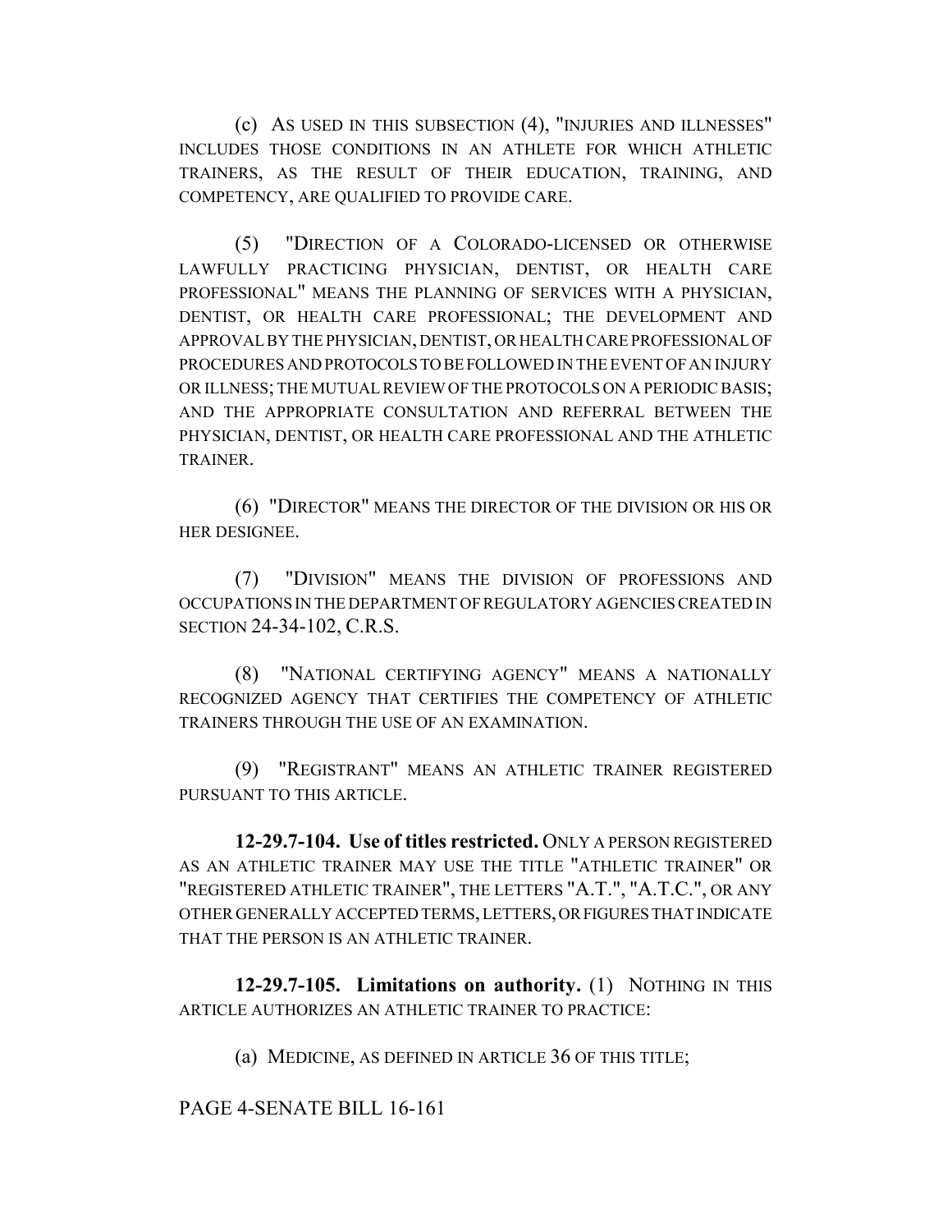(c) AS USED IN THIS SUBSECTION (4), "INJURIES AND ILLNESSES" INCLUDES THOSE CONDITIONS IN AN ATHLETE FOR WHICH ATHLETIC TRAINERS, AS THE RESULT OF THEIR EDUCATION, TRAINING, AND COMPETENCY, ARE QUALIFIED TO PROVIDE CARE.

(5) "DIRECTION OF A COLORADO-LICENSED OR OTHERWISE LAWFULLY PRACTICING PHYSICIAN, DENTIST, OR HEALTH CARE PROFESSIONAL" MEANS THE PLANNING OF SERVICES WITH A PHYSICIAN, DENTIST, OR HEALTH CARE PROFESSIONAL; THE DEVELOPMENT AND APPROVAL BY THE PHYSICIAN, DENTIST, OR HEALTH CARE PROFESSIONAL OF PROCEDURES AND PROTOCOLS TO BE FOLLOWED IN THE EVENT OF AN INJURY OR ILLNESS; THE MUTUAL REVIEW OF THE PROTOCOLS ON A PERIODIC BASIS; AND THE APPROPRIATE CONSULTATION AND REFERRAL BETWEEN THE PHYSICIAN, DENTIST, OR HEALTH CARE PROFESSIONAL AND THE ATHLETIC TRAINER.

(6) "DIRECTOR" MEANS THE DIRECTOR OF THE DIVISION OR HIS OR HER DESIGNEE.

(7) "DIVISION" MEANS THE DIVISION OF PROFESSIONS AND OCCUPATIONS IN THE DEPARTMENT OF REGULATORY AGENCIES CREATED IN SECTION 24-34-102, C.R.S.

(8) "NATIONAL CERTIFYING AGENCY" MEANS A NATIONALLY RECOGNIZED AGENCY THAT CERTIFIES THE COMPETENCY OF ATHLETIC TRAINERS THROUGH THE USE OF AN EXAMINATION.

(9) "REGISTRANT" MEANS AN ATHLETIC TRAINER REGISTERED PURSUANT TO THIS ARTICLE.

**12-29.7-104. Use of titles restricted.** ONLY A PERSON REGISTERED AS AN ATHLETIC TRAINER MAY USE THE TITLE "ATHLETIC TRAINER" OR "REGISTERED ATHLETIC TRAINER", THE LETTERS "A.T.", "A.T.C.", OR ANY OTHER GENERALLY ACCEPTED TERMS, LETTERS, OR FIGURES THAT INDICATE THAT THE PERSON IS AN ATHLETIC TRAINER.

**12-29.7-105. Limitations on authority.** (1) NOTHING IN THIS ARTICLE AUTHORIZES AN ATHLETIC TRAINER TO PRACTICE:

(a) MEDICINE, AS DEFINED IN ARTICLE 36 OF THIS TITLE;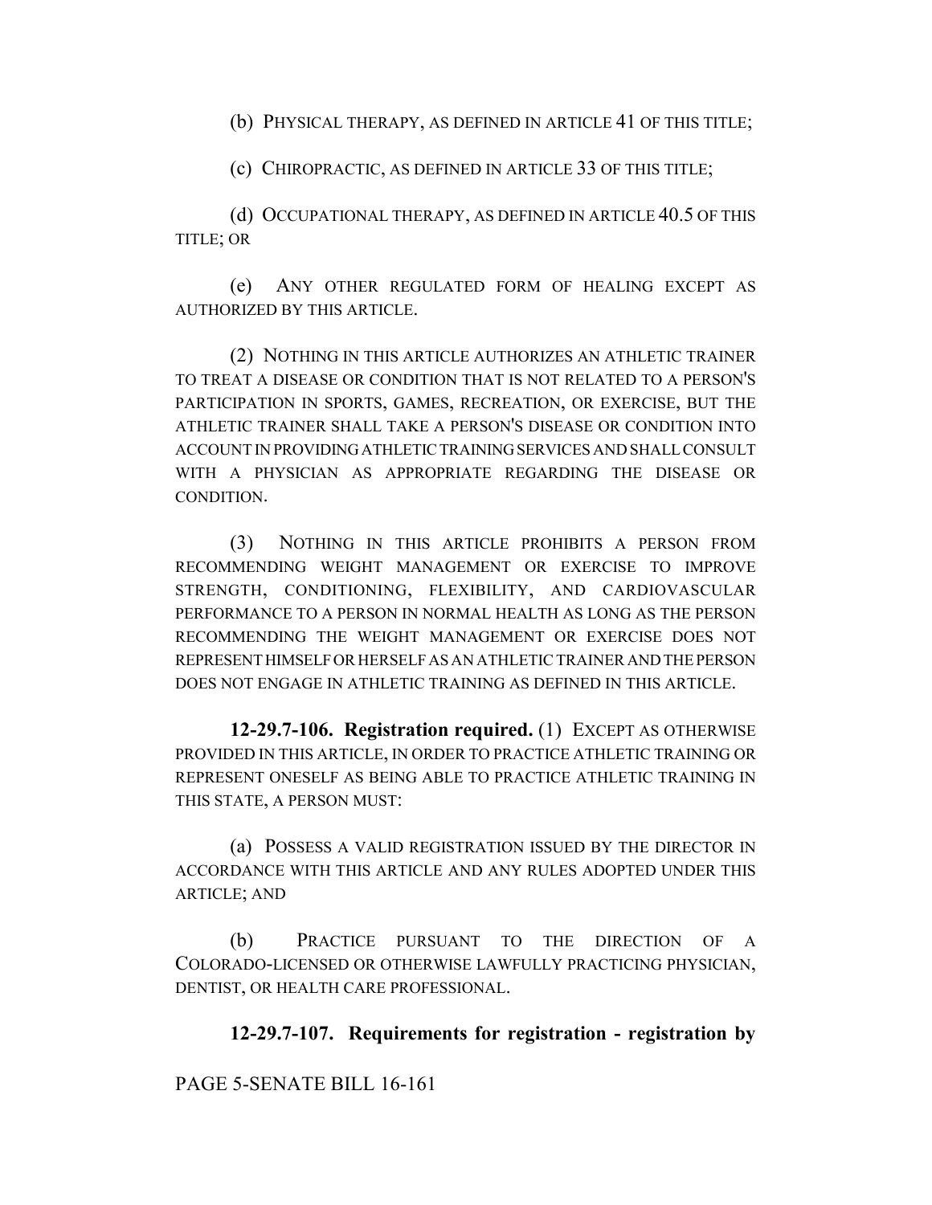(b) PHYSICAL THERAPY, AS DEFINED IN ARTICLE 41 OF THIS TITLE;

(c) CHIROPRACTIC, AS DEFINED IN ARTICLE 33 OF THIS TITLE;

(d) OCCUPATIONAL THERAPY, AS DEFINED IN ARTICLE 40.5 OF THIS TITLE; OR

(e) ANY OTHER REGULATED FORM OF HEALING EXCEPT AS AUTHORIZED BY THIS ARTICLE.

(2) NOTHING IN THIS ARTICLE AUTHORIZES AN ATHLETIC TRAINER TO TREAT A DISEASE OR CONDITION THAT IS NOT RELATED TO A PERSON'S PARTICIPATION IN SPORTS, GAMES, RECREATION, OR EXERCISE, BUT THE ATHLETIC TRAINER SHALL TAKE A PERSON'S DISEASE OR CONDITION INTO ACCOUNT IN PROVIDING ATHLETIC TRAINING SERVICES AND SHALL CONSULT WITH A PHYSICIAN AS APPROPRIATE REGARDING THE DISEASE OR CONDITION.

(3) NOTHING IN THIS ARTICLE PROHIBITS A PERSON FROM RECOMMENDING WEIGHT MANAGEMENT OR EXERCISE TO IMPROVE STRENGTH, CONDITIONING, FLEXIBILITY, AND CARDIOVASCULAR PERFORMANCE TO A PERSON IN NORMAL HEALTH AS LONG AS THE PERSON RECOMMENDING THE WEIGHT MANAGEMENT OR EXERCISE DOES NOT REPRESENT HIMSELF OR HERSELF AS AN ATHLETIC TRAINER AND THE PERSON DOES NOT ENGAGE IN ATHLETIC TRAINING AS DEFINED IN THIS ARTICLE.

**12-29.7-106. Registration required.** (1) EXCEPT AS OTHERWISE PROVIDED IN THIS ARTICLE, IN ORDER TO PRACTICE ATHLETIC TRAINING OR REPRESENT ONESELF AS BEING ABLE TO PRACTICE ATHLETIC TRAINING IN THIS STATE, A PERSON MUST:

(a) POSSESS A VALID REGISTRATION ISSUED BY THE DIRECTOR IN ACCORDANCE WITH THIS ARTICLE AND ANY RULES ADOPTED UNDER THIS ARTICLE; AND

(b) PRACTICE PURSUANT TO THE DIRECTION OF A COLORADO-LICENSED OR OTHERWISE LAWFULLY PRACTICING PHYSICIAN, DENTIST, OR HEALTH CARE PROFESSIONAL.

**12-29.7-107. Requirements for registration - registration by**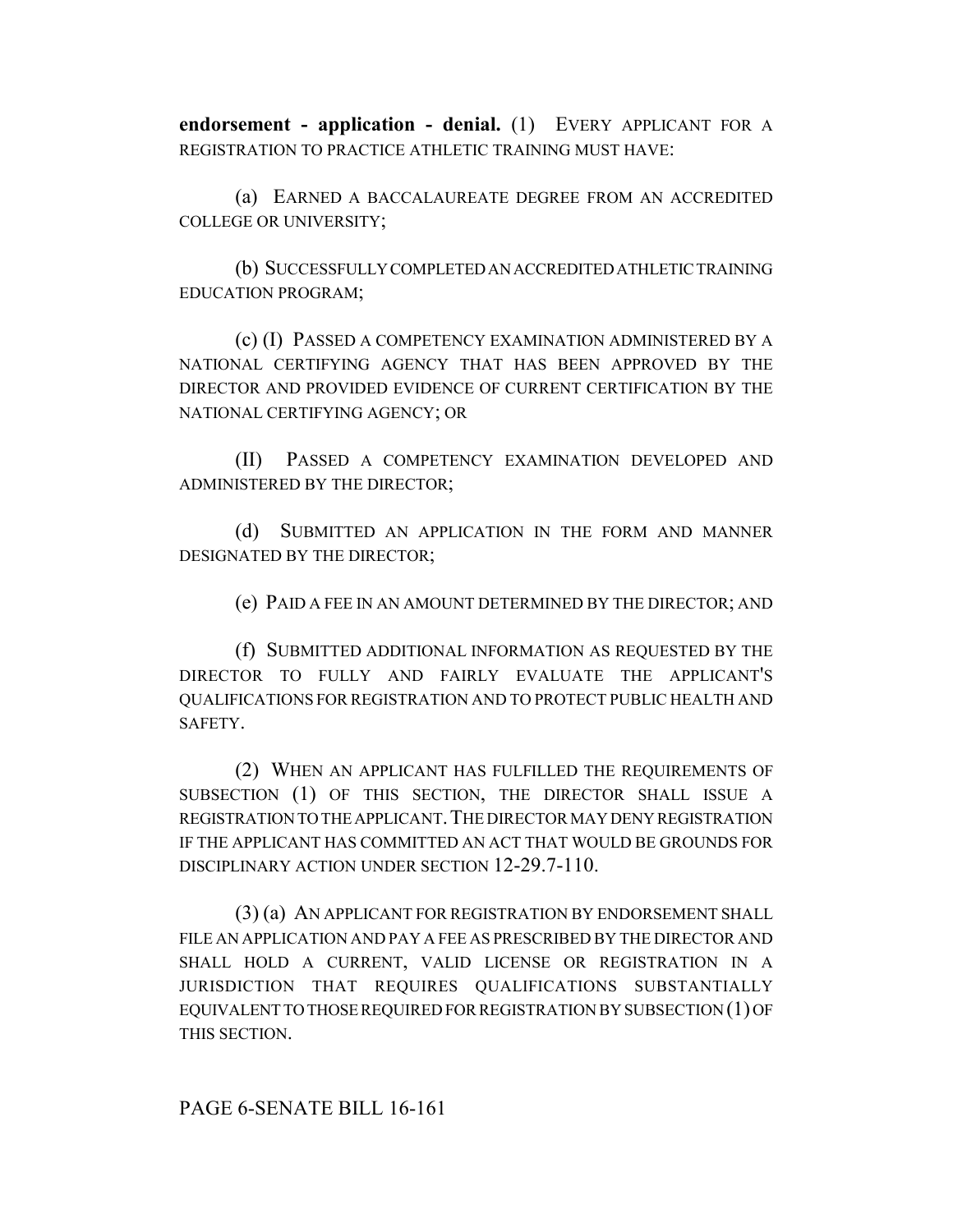**endorsement - application - denial.** (1) EVERY APPLICANT FOR A REGISTRATION TO PRACTICE ATHLETIC TRAINING MUST HAVE:

(a) EARNED A BACCALAUREATE DEGREE FROM AN ACCREDITED COLLEGE OR UNIVERSITY;

(b) SUCCESSFULLY COMPLETED AN ACCREDITED ATHLETIC TRAINING EDUCATION PROGRAM;

(c) (I) PASSED A COMPETENCY EXAMINATION ADMINISTERED BY A NATIONAL CERTIFYING AGENCY THAT HAS BEEN APPROVED BY THE DIRECTOR AND PROVIDED EVIDENCE OF CURRENT CERTIFICATION BY THE NATIONAL CERTIFYING AGENCY; OR

(II) PASSED A COMPETENCY EXAMINATION DEVELOPED AND ADMINISTERED BY THE DIRECTOR;

(d) SUBMITTED AN APPLICATION IN THE FORM AND MANNER DESIGNATED BY THE DIRECTOR;

(e) PAID A FEE IN AN AMOUNT DETERMINED BY THE DIRECTOR; AND

(f) SUBMITTED ADDITIONAL INFORMATION AS REQUESTED BY THE DIRECTOR TO FULLY AND FAIRLY EVALUATE THE APPLICANT'S QUALIFICATIONS FOR REGISTRATION AND TO PROTECT PUBLIC HEALTH AND SAFETY.

(2) WHEN AN APPLICANT HAS FULFILLED THE REQUIREMENTS OF SUBSECTION (1) OF THIS SECTION, THE DIRECTOR SHALL ISSUE A REGISTRATION TO THE APPLICANT. THE DIRECTOR MAY DENY REGISTRATION IF THE APPLICANT HAS COMMITTED AN ACT THAT WOULD BE GROUNDS FOR DISCIPLINARY ACTION UNDER SECTION 12-29.7-110.

(3) (a) AN APPLICANT FOR REGISTRATION BY ENDORSEMENT SHALL FILE AN APPLICATION AND PAY A FEE AS PRESCRIBED BY THE DIRECTOR AND SHALL HOLD A CURRENT, VALID LICENSE OR REGISTRATION IN A JURISDICTION THAT REQUIRES QUALIFICATIONS SUBSTANTIALLY EQUIVALENT TO THOSE REQUIRED FOR REGISTRATION BY SUBSECTION (1) OF THIS SECTION.

PAGE 6-SENATE BILL 16-161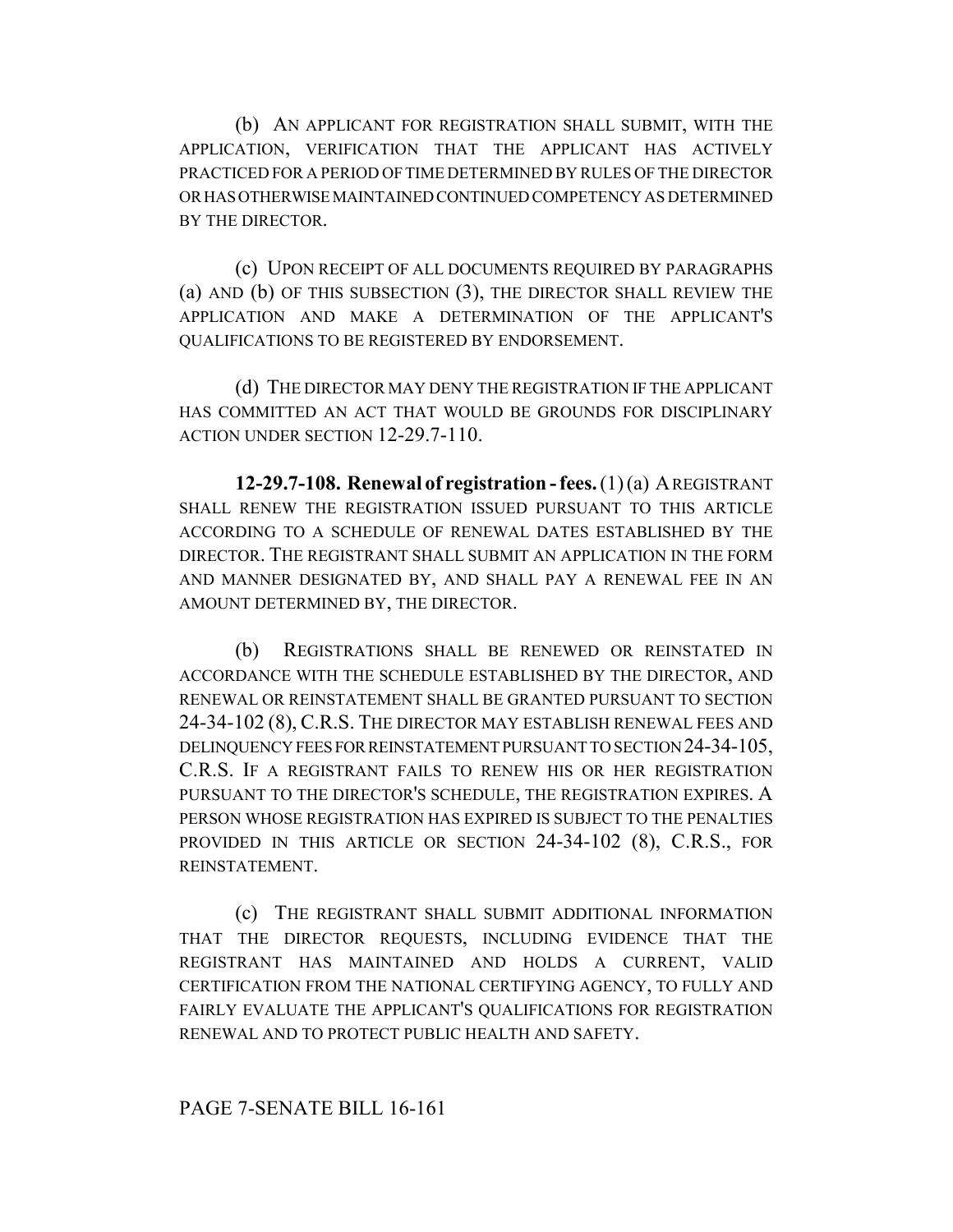(b) AN APPLICANT FOR REGISTRATION SHALL SUBMIT, WITH THE APPLICATION, VERIFICATION THAT THE APPLICANT HAS ACTIVELY PRACTICED FOR A PERIOD OF TIME DETERMINED BY RULES OF THE DIRECTOR OR HAS OTHERWISE MAINTAINED CONTINUED COMPETENCY AS DETERMINED BY THE DIRECTOR.

(c) UPON RECEIPT OF ALL DOCUMENTS REQUIRED BY PARAGRAPHS (a) AND (b) OF THIS SUBSECTION (3), THE DIRECTOR SHALL REVIEW THE APPLICATION AND MAKE A DETERMINATION OF THE APPLICANT'S QUALIFICATIONS TO BE REGISTERED BY ENDORSEMENT.

(d) THE DIRECTOR MAY DENY THE REGISTRATION IF THE APPLICANT HAS COMMITTED AN ACT THAT WOULD BE GROUNDS FOR DISCIPLINARY ACTION UNDER SECTION 12-29.7-110.

**12-29.7-108. Renewal of registration - fees.** (1) (a) A REGISTRANT SHALL RENEW THE REGISTRATION ISSUED PURSUANT TO THIS ARTICLE ACCORDING TO A SCHEDULE OF RENEWAL DATES ESTABLISHED BY THE DIRECTOR. THE REGISTRANT SHALL SUBMIT AN APPLICATION IN THE FORM AND MANNER DESIGNATED BY, AND SHALL PAY A RENEWAL FEE IN AN AMOUNT DETERMINED BY, THE DIRECTOR.

(b) REGISTRATIONS SHALL BE RENEWED OR REINSTATED IN ACCORDANCE WITH THE SCHEDULE ESTABLISHED BY THE DIRECTOR, AND RENEWAL OR REINSTATEMENT SHALL BE GRANTED PURSUANT TO SECTION 24-34-102 (8), C.R.S. THE DIRECTOR MAY ESTABLISH RENEWAL FEES AND DELINQUENCY FEES FOR REINSTATEMENT PURSUANT TO SECTION 24-34-105, C.R.S. IF A REGISTRANT FAILS TO RENEW HIS OR HER REGISTRATION PURSUANT TO THE DIRECTOR'S SCHEDULE, THE REGISTRATION EXPIRES. A PERSON WHOSE REGISTRATION HAS EXPIRED IS SUBJECT TO THE PENALTIES PROVIDED IN THIS ARTICLE OR SECTION 24-34-102 (8), C.R.S., FOR REINSTATEMENT.

(c) THE REGISTRANT SHALL SUBMIT ADDITIONAL INFORMATION THAT THE DIRECTOR REQUESTS, INCLUDING EVIDENCE THAT THE REGISTRANT HAS MAINTAINED AND HOLDS A CURRENT, VALID CERTIFICATION FROM THE NATIONAL CERTIFYING AGENCY, TO FULLY AND FAIRLY EVALUATE THE APPLICANT'S QUALIFICATIONS FOR REGISTRATION RENEWAL AND TO PROTECT PUBLIC HEALTH AND SAFETY.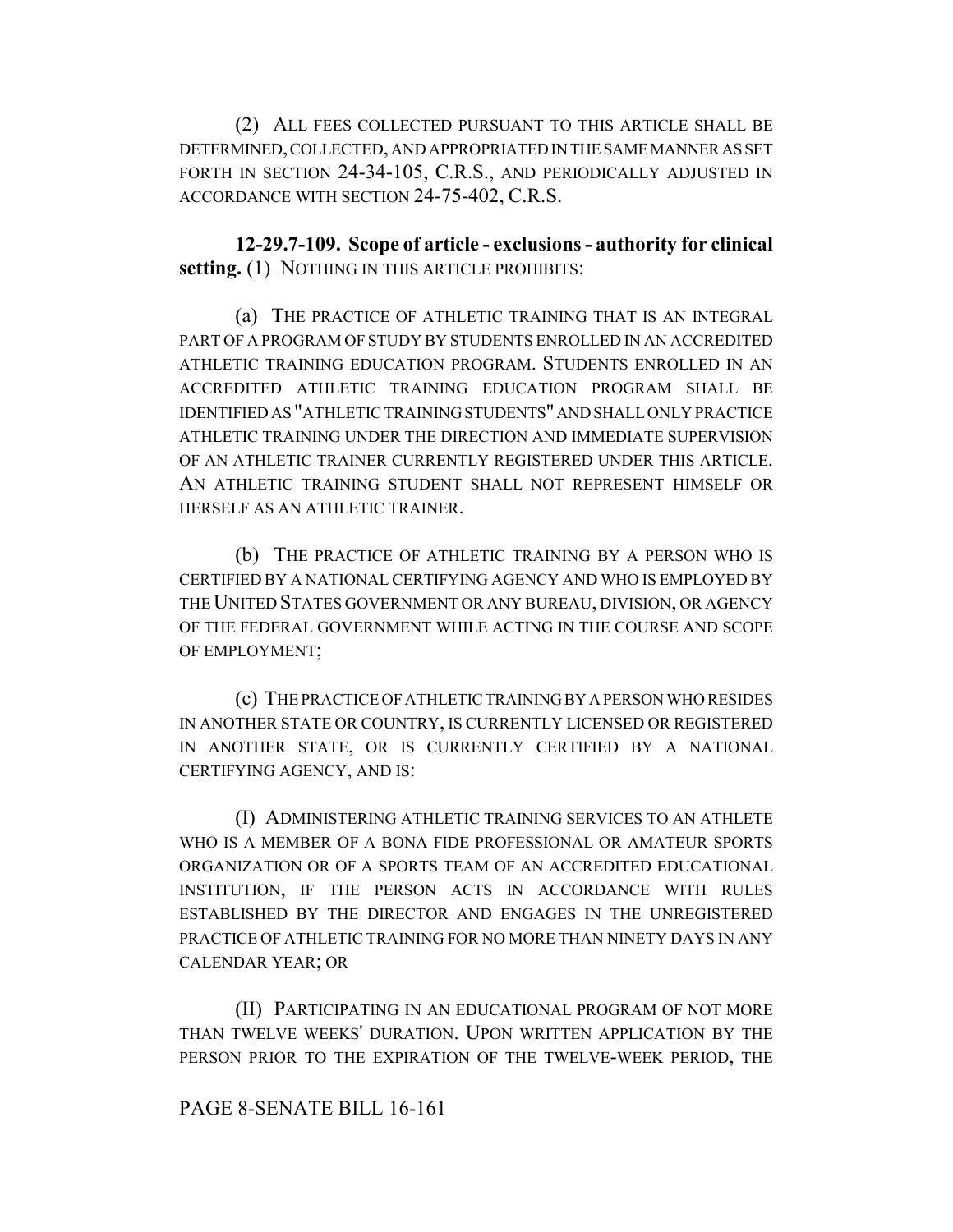(2) ALL FEES COLLECTED PURSUANT TO THIS ARTICLE SHALL BE DETERMINED, COLLECTED, AND APPROPRIATED IN THE SAME MANNER AS SET FORTH IN SECTION 24-34-105, C.R.S., AND PERIODICALLY ADJUSTED IN ACCORDANCE WITH SECTION 24-75-402, C.R.S.

**12-29.7-109. Scope of article - exclusions - authority for clinical setting.** (1) NOTHING IN THIS ARTICLE PROHIBITS:

(a) THE PRACTICE OF ATHLETIC TRAINING THAT IS AN INTEGRAL PART OF A PROGRAM OF STUDY BY STUDENTS ENROLLED IN AN ACCREDITED ATHLETIC TRAINING EDUCATION PROGRAM. STUDENTS ENROLLED IN AN ACCREDITED ATHLETIC TRAINING EDUCATION PROGRAM SHALL BE IDENTIFIED AS "ATHLETIC TRAINING STUDENTS" AND SHALL ONLY PRACTICE ATHLETIC TRAINING UNDER THE DIRECTION AND IMMEDIATE SUPERVISION OF AN ATHLETIC TRAINER CURRENTLY REGISTERED UNDER THIS ARTICLE. AN ATHLETIC TRAINING STUDENT SHALL NOT REPRESENT HIMSELF OR HERSELF AS AN ATHLETIC TRAINER.

(b) THE PRACTICE OF ATHLETIC TRAINING BY A PERSON WHO IS CERTIFIED BY A NATIONAL CERTIFYING AGENCY AND WHO IS EMPLOYED BY THE UNITED STATES GOVERNMENT OR ANY BUREAU, DIVISION, OR AGENCY OF THE FEDERAL GOVERNMENT WHILE ACTING IN THE COURSE AND SCOPE OF EMPLOYMENT;

(c) THE PRACTICE OF ATHLETIC TRAINING BY A PERSON WHO RESIDES IN ANOTHER STATE OR COUNTRY, IS CURRENTLY LICENSED OR REGISTERED IN ANOTHER STATE, OR IS CURRENTLY CERTIFIED BY A NATIONAL CERTIFYING AGENCY, AND IS:

(I) ADMINISTERING ATHLETIC TRAINING SERVICES TO AN ATHLETE WHO IS A MEMBER OF A BONA FIDE PROFESSIONAL OR AMATEUR SPORTS ORGANIZATION OR OF A SPORTS TEAM OF AN ACCREDITED EDUCATIONAL INSTITUTION, IF THE PERSON ACTS IN ACCORDANCE WITH RULES ESTABLISHED BY THE DIRECTOR AND ENGAGES IN THE UNREGISTERED PRACTICE OF ATHLETIC TRAINING FOR NO MORE THAN NINETY DAYS IN ANY CALENDAR YEAR; OR

(II) PARTICIPATING IN AN EDUCATIONAL PROGRAM OF NOT MORE THAN TWELVE WEEKS' DURATION. UPON WRITTEN APPLICATION BY THE PERSON PRIOR TO THE EXPIRATION OF THE TWELVE-WEEK PERIOD, THE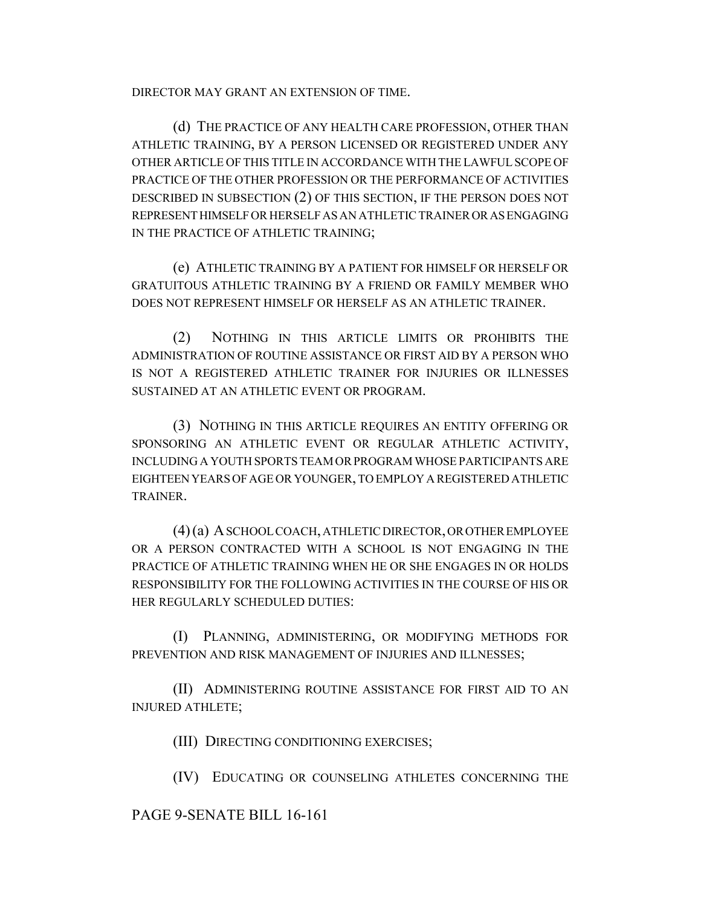DIRECTOR MAY GRANT AN EXTENSION OF TIME.

(d) THE PRACTICE OF ANY HEALTH CARE PROFESSION, OTHER THAN ATHLETIC TRAINING, BY A PERSON LICENSED OR REGISTERED UNDER ANY OTHER ARTICLE OF THIS TITLE IN ACCORDANCE WITH THE LAWFUL SCOPE OF PRACTICE OF THE OTHER PROFESSION OR THE PERFORMANCE OF ACTIVITIES DESCRIBED IN SUBSECTION (2) OF THIS SECTION, IF THE PERSON DOES NOT REPRESENT HIMSELF OR HERSELF AS AN ATHLETIC TRAINER OR AS ENGAGING IN THE PRACTICE OF ATHLETIC TRAINING;

(e) ATHLETIC TRAINING BY A PATIENT FOR HIMSELF OR HERSELF OR GRATUITOUS ATHLETIC TRAINING BY A FRIEND OR FAMILY MEMBER WHO DOES NOT REPRESENT HIMSELF OR HERSELF AS AN ATHLETIC TRAINER.

(2) NOTHING IN THIS ARTICLE LIMITS OR PROHIBITS THE ADMINISTRATION OF ROUTINE ASSISTANCE OR FIRST AID BY A PERSON WHO IS NOT A REGISTERED ATHLETIC TRAINER FOR INJURIES OR ILLNESSES SUSTAINED AT AN ATHLETIC EVENT OR PROGRAM.

(3) NOTHING IN THIS ARTICLE REQUIRES AN ENTITY OFFERING OR SPONSORING AN ATHLETIC EVENT OR REGULAR ATHLETIC ACTIVITY, INCLUDING A YOUTH SPORTS TEAM OR PROGRAM WHOSE PARTICIPANTS ARE EIGHTEEN YEARS OF AGE OR YOUNGER, TO EMPLOY A REGISTERED ATHLETIC TRAINER.

(4) (a) A SCHOOL COACH, ATHLETIC DIRECTOR, OR OTHER EMPLOYEE OR A PERSON CONTRACTED WITH A SCHOOL IS NOT ENGAGING IN THE PRACTICE OF ATHLETIC TRAINING WHEN HE OR SHE ENGAGES IN OR HOLDS RESPONSIBILITY FOR THE FOLLOWING ACTIVITIES IN THE COURSE OF HIS OR HER REGULARLY SCHEDULED DUTIES:

(I) PLANNING, ADMINISTERING, OR MODIFYING METHODS FOR PREVENTION AND RISK MANAGEMENT OF INJURIES AND ILLNESSES;

(II) ADMINISTERING ROUTINE ASSISTANCE FOR FIRST AID TO AN INJURED ATHLETE;

(III) DIRECTING CONDITIONING EXERCISES;

(IV) EDUCATING OR COUNSELING ATHLETES CONCERNING THE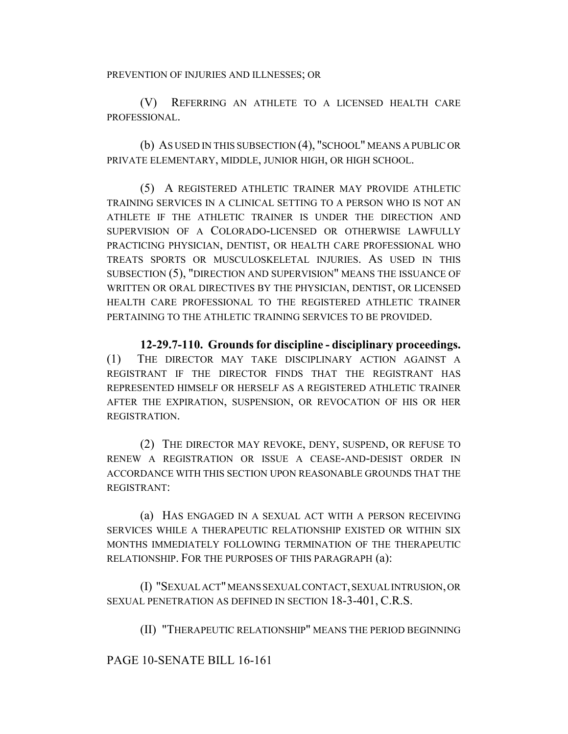PREVENTION OF INJURIES AND ILLNESSES; OR

(V) REFERRING AN ATHLETE TO A LICENSED HEALTH CARE PROFESSIONAL.

(b) AS USED IN THIS SUBSECTION (4), "SCHOOL" MEANS A PUBLIC OR PRIVATE ELEMENTARY, MIDDLE, JUNIOR HIGH, OR HIGH SCHOOL.

(5) A REGISTERED ATHLETIC TRAINER MAY PROVIDE ATHLETIC TRAINING SERVICES IN A CLINICAL SETTING TO A PERSON WHO IS NOT AN ATHLETE IF THE ATHLETIC TRAINER IS UNDER THE DIRECTION AND SUPERVISION OF A COLORADO-LICENSED OR OTHERWISE LAWFULLY PRACTICING PHYSICIAN, DENTIST, OR HEALTH CARE PROFESSIONAL WHO TREATS SPORTS OR MUSCULOSKELETAL INJURIES. AS USED IN THIS SUBSECTION (5), "DIRECTION AND SUPERVISION" MEANS THE ISSUANCE OF WRITTEN OR ORAL DIRECTIVES BY THE PHYSICIAN, DENTIST, OR LICENSED HEALTH CARE PROFESSIONAL TO THE REGISTERED ATHLETIC TRAINER PERTAINING TO THE ATHLETIC TRAINING SERVICES TO BE PROVIDED.

**12-29.7-110. Grounds for discipline - disciplinary proceedings.** (1) THE DIRECTOR MAY TAKE DISCIPLINARY ACTION AGAINST A REGISTRANT IF THE DIRECTOR FINDS THAT THE REGISTRANT HAS REPRESENTED HIMSELF OR HERSELF AS A REGISTERED ATHLETIC TRAINER AFTER THE EXPIRATION, SUSPENSION, OR REVOCATION OF HIS OR HER REGISTRATION.

(2) THE DIRECTOR MAY REVOKE, DENY, SUSPEND, OR REFUSE TO RENEW A REGISTRATION OR ISSUE A CEASE-AND-DESIST ORDER IN ACCORDANCE WITH THIS SECTION UPON REASONABLE GROUNDS THAT THE REGISTRANT:

(a) HAS ENGAGED IN A SEXUAL ACT WITH A PERSON RECEIVING SERVICES WHILE A THERAPEUTIC RELATIONSHIP EXISTED OR WITHIN SIX MONTHS IMMEDIATELY FOLLOWING TERMINATION OF THE THERAPEUTIC RELATIONSHIP. FOR THE PURPOSES OF THIS PARAGRAPH (a):

(I) "SEXUAL ACT" MEANS SEXUAL CONTACT, SEXUAL INTRUSION, OR SEXUAL PENETRATION AS DEFINED IN SECTION 18-3-401, C.R.S.

(II) "THERAPEUTIC RELATIONSHIP" MEANS THE PERIOD BEGINNING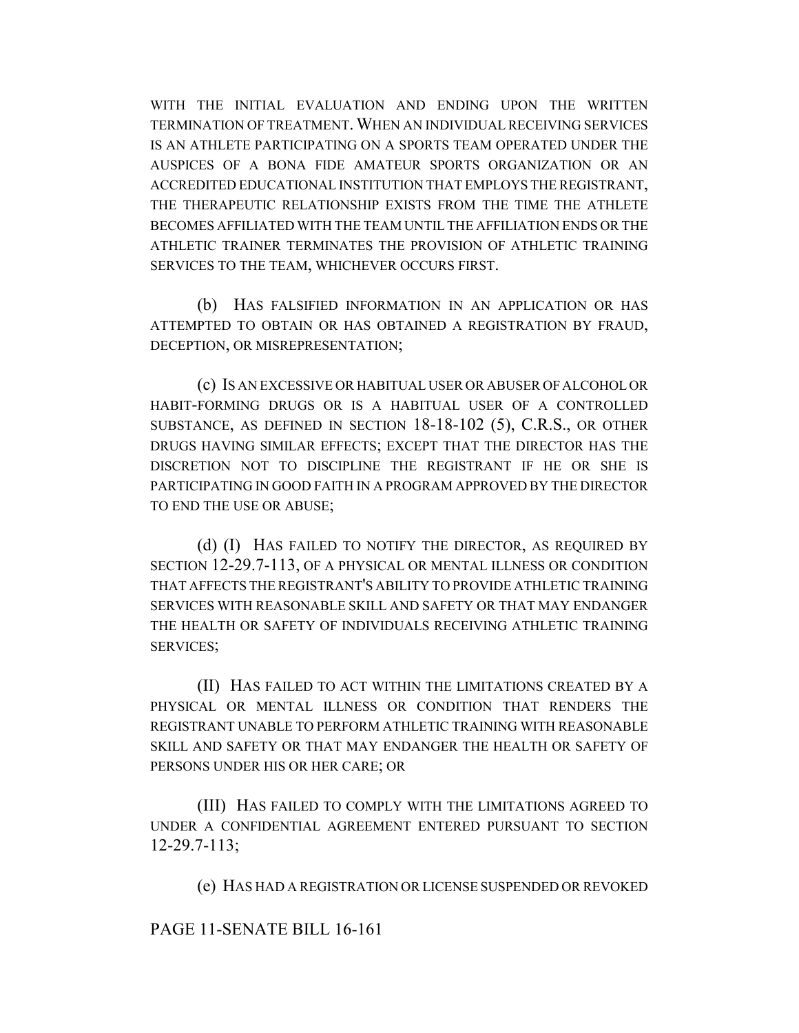WITH THE INITIAL EVALUATION AND ENDING UPON THE WRITTEN TERMINATION OF TREATMENT. WHEN AN INDIVIDUAL RECEIVING SERVICES IS AN ATHLETE PARTICIPATING ON A SPORTS TEAM OPERATED UNDER THE AUSPICES OF A BONA FIDE AMATEUR SPORTS ORGANIZATION OR AN ACCREDITED EDUCATIONAL INSTITUTION THAT EMPLOYS THE REGISTRANT, THE THERAPEUTIC RELATIONSHIP EXISTS FROM THE TIME THE ATHLETE BECOMES AFFILIATED WITH THE TEAM UNTIL THE AFFILIATION ENDS OR THE ATHLETIC TRAINER TERMINATES THE PROVISION OF ATHLETIC TRAINING SERVICES TO THE TEAM, WHICHEVER OCCURS FIRST.

(b) HAS FALSIFIED INFORMATION IN AN APPLICATION OR HAS ATTEMPTED TO OBTAIN OR HAS OBTAINED A REGISTRATION BY FRAUD, DECEPTION, OR MISREPRESENTATION;

(c) IS AN EXCESSIVE OR HABITUAL USER OR ABUSER OF ALCOHOL OR HABIT-FORMING DRUGS OR IS A HABITUAL USER OF A CONTROLLED SUBSTANCE, AS DEFINED IN SECTION 18-18-102 (5), C.R.S., OR OTHER DRUGS HAVING SIMILAR EFFECTS; EXCEPT THAT THE DIRECTOR HAS THE DISCRETION NOT TO DISCIPLINE THE REGISTRANT IF HE OR SHE IS PARTICIPATING IN GOOD FAITH IN A PROGRAM APPROVED BY THE DIRECTOR TO END THE USE OR ABUSE;

(d) (I) HAS FAILED TO NOTIFY THE DIRECTOR, AS REQUIRED BY SECTION 12-29.7-113, OF A PHYSICAL OR MENTAL ILLNESS OR CONDITION THAT AFFECTS THE REGISTRANT'S ABILITY TO PROVIDE ATHLETIC TRAINING SERVICES WITH REASONABLE SKILL AND SAFETY OR THAT MAY ENDANGER THE HEALTH OR SAFETY OF INDIVIDUALS RECEIVING ATHLETIC TRAINING SERVICES;

(II) HAS FAILED TO ACT WITHIN THE LIMITATIONS CREATED BY A PHYSICAL OR MENTAL ILLNESS OR CONDITION THAT RENDERS THE REGISTRANT UNABLE TO PERFORM ATHLETIC TRAINING WITH REASONABLE SKILL AND SAFETY OR THAT MAY ENDANGER THE HEALTH OR SAFETY OF PERSONS UNDER HIS OR HER CARE; OR

(III) HAS FAILED TO COMPLY WITH THE LIMITATIONS AGREED TO UNDER A CONFIDENTIAL AGREEMENT ENTERED PURSUANT TO SECTION 12-29.7-113;

(e) HAS HAD A REGISTRATION OR LICENSE SUSPENDED OR REVOKED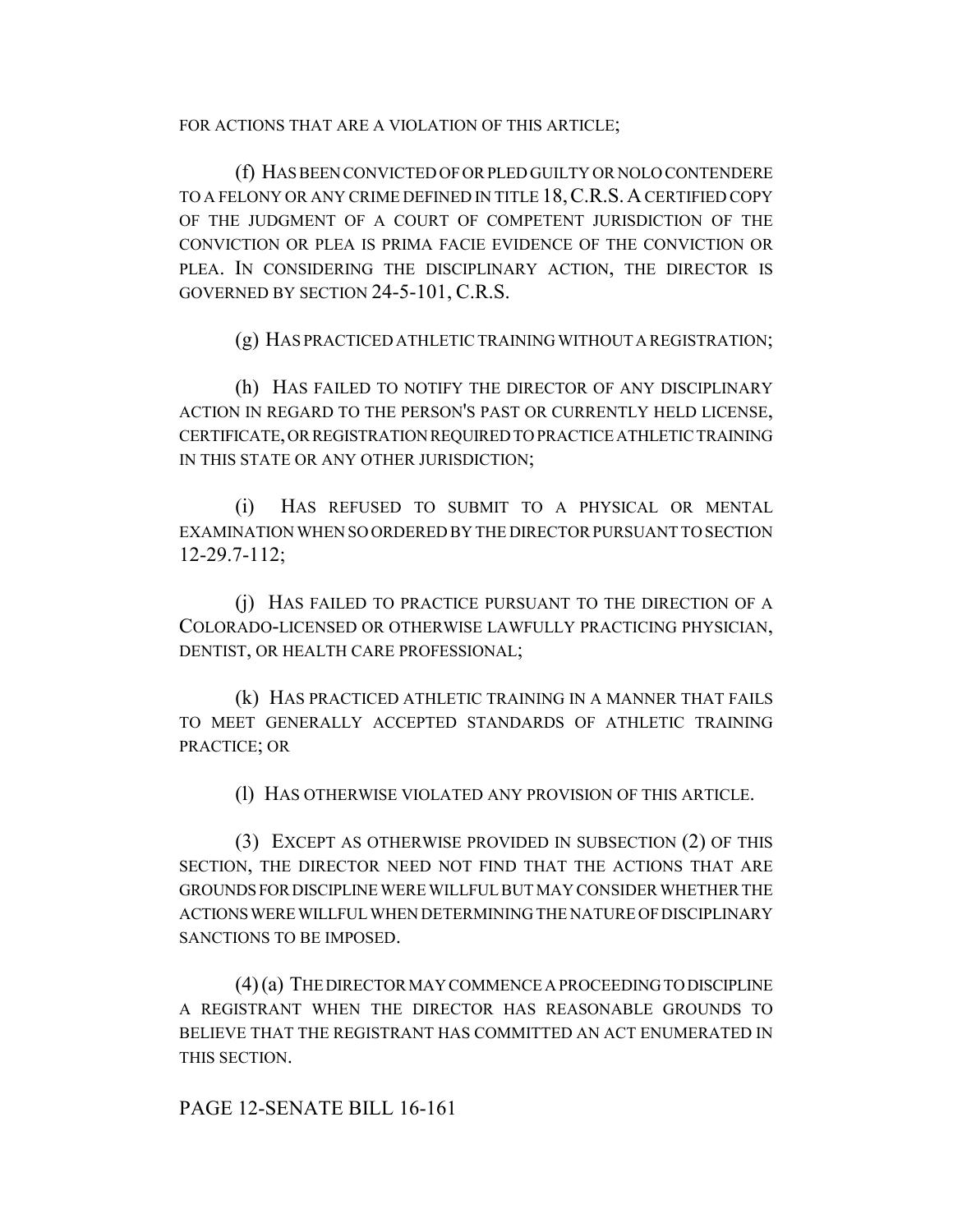FOR ACTIONS THAT ARE A VIOLATION OF THIS ARTICLE;

(f) HAS BEEN CONVICTED OF OR PLED GUILTY OR NOLO CONTENDERE TO A FELONY OR ANY CRIME DEFINED IN TITLE 18, C.R.S. A CERTIFIED COPY OF THE JUDGMENT OF A COURT OF COMPETENT JURISDICTION OF THE CONVICTION OR PLEA IS PRIMA FACIE EVIDENCE OF THE CONVICTION OR PLEA. IN CONSIDERING THE DISCIPLINARY ACTION, THE DIRECTOR IS GOVERNED BY SECTION 24-5-101, C.R.S.

(g) HAS PRACTICED ATHLETIC TRAINING WITHOUT A REGISTRATION;

(h) HAS FAILED TO NOTIFY THE DIRECTOR OF ANY DISCIPLINARY ACTION IN REGARD TO THE PERSON'S PAST OR CURRENTLY HELD LICENSE, CERTIFICATE, OR REGISTRATION REQUIRED TO PRACTICE ATHLETIC TRAINING IN THIS STATE OR ANY OTHER JURISDICTION;

(i) HAS REFUSED TO SUBMIT TO A PHYSICAL OR MENTAL EXAMINATION WHEN SO ORDERED BY THE DIRECTOR PURSUANT TO SECTION 12-29.7-112;

(j) HAS FAILED TO PRACTICE PURSUANT TO THE DIRECTION OF A COLORADO-LICENSED OR OTHERWISE LAWFULLY PRACTICING PHYSICIAN, DENTIST, OR HEALTH CARE PROFESSIONAL;

(k) HAS PRACTICED ATHLETIC TRAINING IN A MANNER THAT FAILS TO MEET GENERALLY ACCEPTED STANDARDS OF ATHLETIC TRAINING PRACTICE; OR

(l) HAS OTHERWISE VIOLATED ANY PROVISION OF THIS ARTICLE.

(3) EXCEPT AS OTHERWISE PROVIDED IN SUBSECTION (2) OF THIS SECTION, THE DIRECTOR NEED NOT FIND THAT THE ACTIONS THAT ARE GROUNDS FOR DISCIPLINE WERE WILLFUL BUT MAY CONSIDER WHETHER THE ACTIONS WERE WILLFUL WHEN DETERMINING THE NATURE OF DISCIPLINARY SANCTIONS TO BE IMPOSED.

(4) (a) THE DIRECTOR MAY COMMENCE A PROCEEDING TO DISCIPLINE A REGISTRANT WHEN THE DIRECTOR HAS REASONABLE GROUNDS TO BELIEVE THAT THE REGISTRANT HAS COMMITTED AN ACT ENUMERATED IN THIS SECTION.

PAGE 12-SENATE BILL 16-161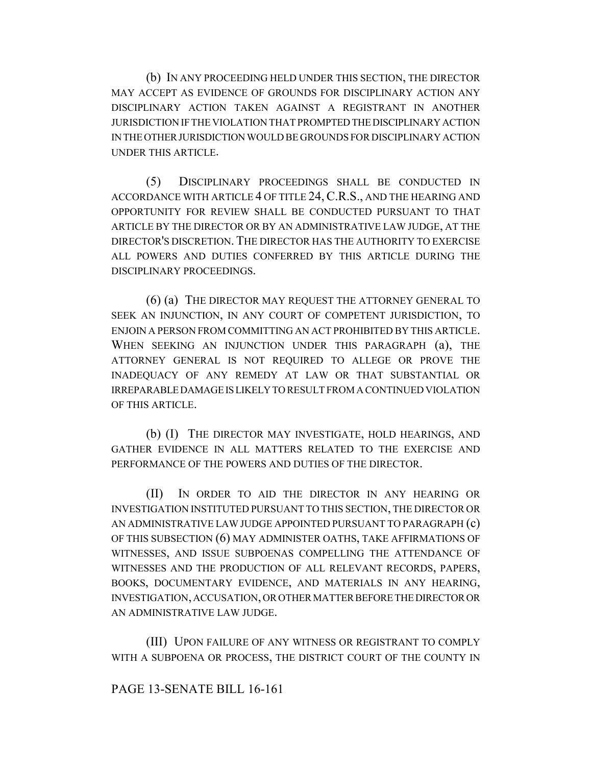(b) IN ANY PROCEEDING HELD UNDER THIS SECTION, THE DIRECTOR MAY ACCEPT AS EVIDENCE OF GROUNDS FOR DISCIPLINARY ACTION ANY DISCIPLINARY ACTION TAKEN AGAINST A REGISTRANT IN ANOTHER JURISDICTION IF THE VIOLATION THAT PROMPTED THE DISCIPLINARY ACTION IN THE OTHER JURISDICTION WOULD BE GROUNDS FOR DISCIPLINARY ACTION UNDER THIS ARTICLE.

(5) DISCIPLINARY PROCEEDINGS SHALL BE CONDUCTED IN ACCORDANCE WITH ARTICLE 4 OF TITLE 24, C.R.S., AND THE HEARING AND OPPORTUNITY FOR REVIEW SHALL BE CONDUCTED PURSUANT TO THAT ARTICLE BY THE DIRECTOR OR BY AN ADMINISTRATIVE LAW JUDGE, AT THE DIRECTOR'S DISCRETION. THE DIRECTOR HAS THE AUTHORITY TO EXERCISE ALL POWERS AND DUTIES CONFERRED BY THIS ARTICLE DURING THE DISCIPLINARY PROCEEDINGS.

(6) (a) THE DIRECTOR MAY REQUEST THE ATTORNEY GENERAL TO SEEK AN INJUNCTION, IN ANY COURT OF COMPETENT JURISDICTION, TO ENJOIN A PERSON FROM COMMITTING AN ACT PROHIBITED BY THIS ARTICLE. WHEN SEEKING AN INJUNCTION UNDER THIS PARAGRAPH (a), THE ATTORNEY GENERAL IS NOT REQUIRED TO ALLEGE OR PROVE THE INADEQUACY OF ANY REMEDY AT LAW OR THAT SUBSTANTIAL OR IRREPARABLE DAMAGE IS LIKELY TO RESULT FROM A CONTINUED VIOLATION OF THIS ARTICLE.

(b) (I) THE DIRECTOR MAY INVESTIGATE, HOLD HEARINGS, AND GATHER EVIDENCE IN ALL MATTERS RELATED TO THE EXERCISE AND PERFORMANCE OF THE POWERS AND DUTIES OF THE DIRECTOR.

(II) IN ORDER TO AID THE DIRECTOR IN ANY HEARING OR INVESTIGATION INSTITUTED PURSUANT TO THIS SECTION, THE DIRECTOR OR AN ADMINISTRATIVE LAW JUDGE APPOINTED PURSUANT TO PARAGRAPH (c) OF THIS SUBSECTION (6) MAY ADMINISTER OATHS, TAKE AFFIRMATIONS OF WITNESSES, AND ISSUE SUBPOENAS COMPELLING THE ATTENDANCE OF WITNESSES AND THE PRODUCTION OF ALL RELEVANT RECORDS, PAPERS, BOOKS, DOCUMENTARY EVIDENCE, AND MATERIALS IN ANY HEARING, INVESTIGATION, ACCUSATION, OR OTHER MATTER BEFORE THE DIRECTOR OR AN ADMINISTRATIVE LAW JUDGE.

(III) UPON FAILURE OF ANY WITNESS OR REGISTRANT TO COMPLY WITH A SUBPOENA OR PROCESS, THE DISTRICT COURT OF THE COUNTY IN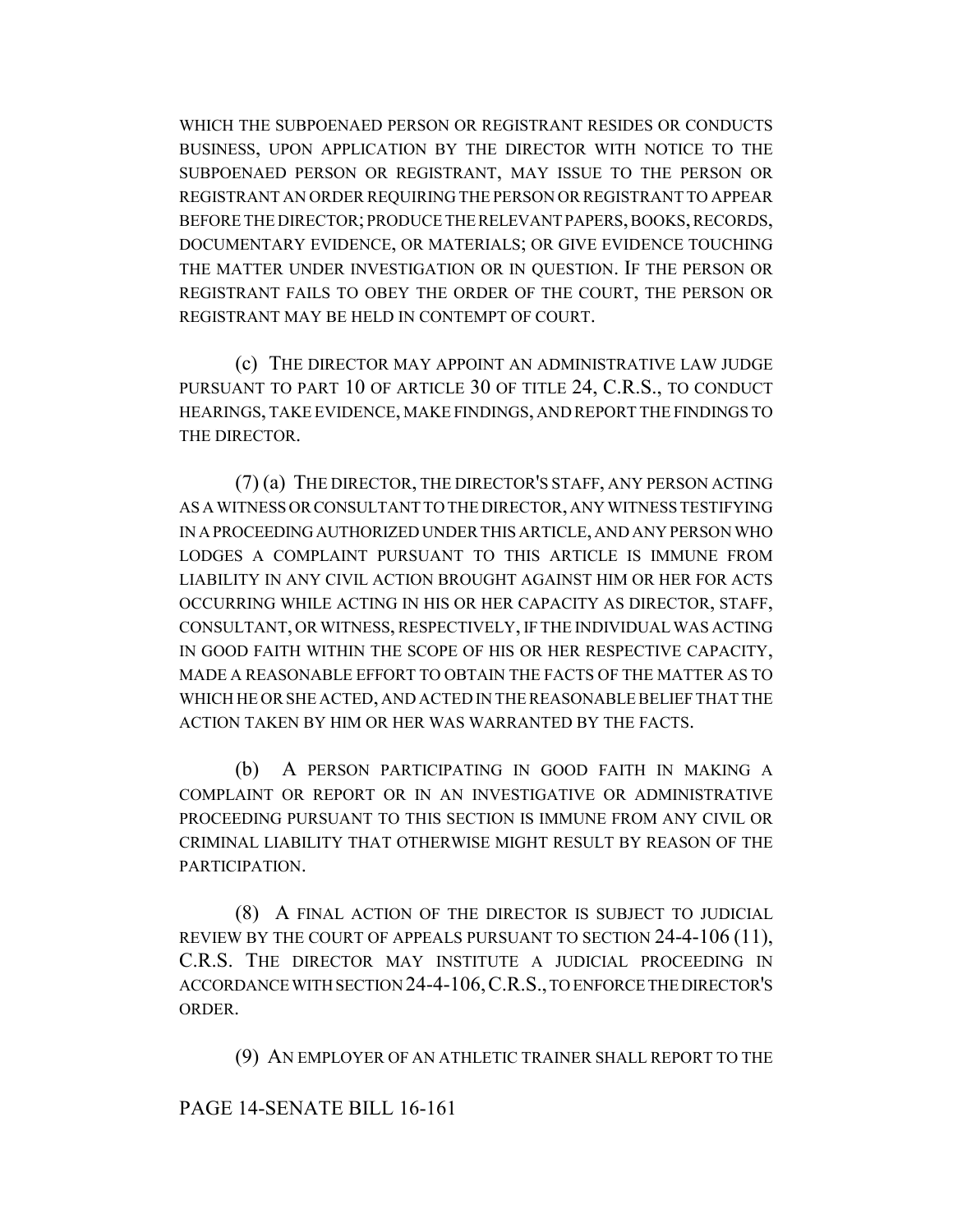WHICH THE SUBPOENAED PERSON OR REGISTRANT RESIDES OR CONDUCTS BUSINESS, UPON APPLICATION BY THE DIRECTOR WITH NOTICE TO THE SUBPOENAED PERSON OR REGISTRANT, MAY ISSUE TO THE PERSON OR REGISTRANT AN ORDER REQUIRING THE PERSON OR REGISTRANT TO APPEAR BEFORE THE DIRECTOR; PRODUCE THE RELEVANT PAPERS, BOOKS, RECORDS, DOCUMENTARY EVIDENCE, OR MATERIALS; OR GIVE EVIDENCE TOUCHING THE MATTER UNDER INVESTIGATION OR IN QUESTION. IF THE PERSON OR REGISTRANT FAILS TO OBEY THE ORDER OF THE COURT, THE PERSON OR REGISTRANT MAY BE HELD IN CONTEMPT OF COURT.

(c) THE DIRECTOR MAY APPOINT AN ADMINISTRATIVE LAW JUDGE PURSUANT TO PART 10 OF ARTICLE 30 OF TITLE 24, C.R.S., TO CONDUCT HEARINGS, TAKE EVIDENCE, MAKE FINDINGS, AND REPORT THE FINDINGS TO THE DIRECTOR.

(7) (a) THE DIRECTOR, THE DIRECTOR'S STAFF, ANY PERSON ACTING AS A WITNESS OR CONSULTANT TO THE DIRECTOR, ANY WITNESS TESTIFYING IN A PROCEEDING AUTHORIZED UNDER THIS ARTICLE, AND ANY PERSON WHO LODGES A COMPLAINT PURSUANT TO THIS ARTICLE IS IMMUNE FROM LIABILITY IN ANY CIVIL ACTION BROUGHT AGAINST HIM OR HER FOR ACTS OCCURRING WHILE ACTING IN HIS OR HER CAPACITY AS DIRECTOR, STAFF, CONSULTANT, OR WITNESS, RESPECTIVELY, IF THE INDIVIDUAL WAS ACTING IN GOOD FAITH WITHIN THE SCOPE OF HIS OR HER RESPECTIVE CAPACITY, MADE A REASONABLE EFFORT TO OBTAIN THE FACTS OF THE MATTER AS TO WHICH HE OR SHE ACTED, AND ACTED IN THE REASONABLE BELIEF THAT THE ACTION TAKEN BY HIM OR HER WAS WARRANTED BY THE FACTS.

(b) A PERSON PARTICIPATING IN GOOD FAITH IN MAKING A COMPLAINT OR REPORT OR IN AN INVESTIGATIVE OR ADMINISTRATIVE PROCEEDING PURSUANT TO THIS SECTION IS IMMUNE FROM ANY CIVIL OR CRIMINAL LIABILITY THAT OTHERWISE MIGHT RESULT BY REASON OF THE PARTICIPATION.

(8) A FINAL ACTION OF THE DIRECTOR IS SUBJECT TO JUDICIAL REVIEW BY THE COURT OF APPEALS PURSUANT TO SECTION 24-4-106 (11), C.R.S. THE DIRECTOR MAY INSTITUTE A JUDICIAL PROCEEDING IN ACCORDANCE WITH SECTION 24-4-106, C.R.S., TO ENFORCE THE DIRECTOR'S ORDER.

(9) AN EMPLOYER OF AN ATHLETIC TRAINER SHALL REPORT TO THE

PAGE 14-SENATE BILL 16-161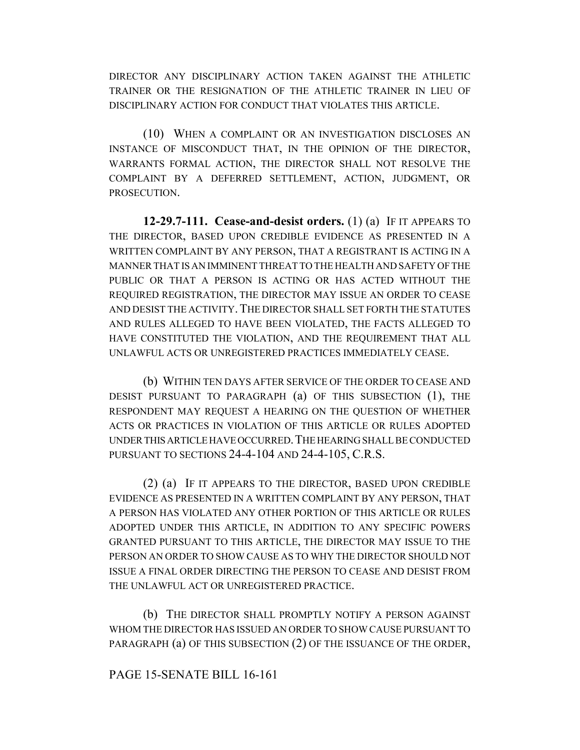DIRECTOR ANY DISCIPLINARY ACTION TAKEN AGAINST THE ATHLETIC TRAINER OR THE RESIGNATION OF THE ATHLETIC TRAINER IN LIEU OF DISCIPLINARY ACTION FOR CONDUCT THAT VIOLATES THIS ARTICLE.

(10) WHEN A COMPLAINT OR AN INVESTIGATION DISCLOSES AN INSTANCE OF MISCONDUCT THAT, IN THE OPINION OF THE DIRECTOR, WARRANTS FORMAL ACTION, THE DIRECTOR SHALL NOT RESOLVE THE COMPLAINT BY A DEFERRED SETTLEMENT, ACTION, JUDGMENT, OR PROSECUTION.

**12-29.7-111. Cease-and-desist orders.** (1) (a) IF IT APPEARS TO THE DIRECTOR, BASED UPON CREDIBLE EVIDENCE AS PRESENTED IN A WRITTEN COMPLAINT BY ANY PERSON, THAT A REGISTRANT IS ACTING IN A MANNER THAT IS AN IMMINENT THREAT TO THE HEALTH AND SAFETY OF THE PUBLIC OR THAT A PERSON IS ACTING OR HAS ACTED WITHOUT THE REQUIRED REGISTRATION, THE DIRECTOR MAY ISSUE AN ORDER TO CEASE AND DESIST THE ACTIVITY. THE DIRECTOR SHALL SET FORTH THE STATUTES AND RULES ALLEGED TO HAVE BEEN VIOLATED, THE FACTS ALLEGED TO HAVE CONSTITUTED THE VIOLATION, AND THE REQUIREMENT THAT ALL UNLAWFUL ACTS OR UNREGISTERED PRACTICES IMMEDIATELY CEASE.

(b) WITHIN TEN DAYS AFTER SERVICE OF THE ORDER TO CEASE AND DESIST PURSUANT TO PARAGRAPH (a) OF THIS SUBSECTION (1), THE RESPONDENT MAY REQUEST A HEARING ON THE QUESTION OF WHETHER ACTS OR PRACTICES IN VIOLATION OF THIS ARTICLE OR RULES ADOPTED UNDER THIS ARTICLE HAVE OCCURRED. THE HEARING SHALL BE CONDUCTED PURSUANT TO SECTIONS 24-4-104 AND 24-4-105, C.R.S.

(2) (a) IF IT APPEARS TO THE DIRECTOR, BASED UPON CREDIBLE EVIDENCE AS PRESENTED IN A WRITTEN COMPLAINT BY ANY PERSON, THAT A PERSON HAS VIOLATED ANY OTHER PORTION OF THIS ARTICLE OR RULES ADOPTED UNDER THIS ARTICLE, IN ADDITION TO ANY SPECIFIC POWERS GRANTED PURSUANT TO THIS ARTICLE, THE DIRECTOR MAY ISSUE TO THE PERSON AN ORDER TO SHOW CAUSE AS TO WHY THE DIRECTOR SHOULD NOT ISSUE A FINAL ORDER DIRECTING THE PERSON TO CEASE AND DESIST FROM THE UNLAWFUL ACT OR UNREGISTERED PRACTICE.

(b) THE DIRECTOR SHALL PROMPTLY NOTIFY A PERSON AGAINST WHOM THE DIRECTOR HAS ISSUED AN ORDER TO SHOW CAUSE PURSUANT TO PARAGRAPH (a) OF THIS SUBSECTION (2) OF THE ISSUANCE OF THE ORDER,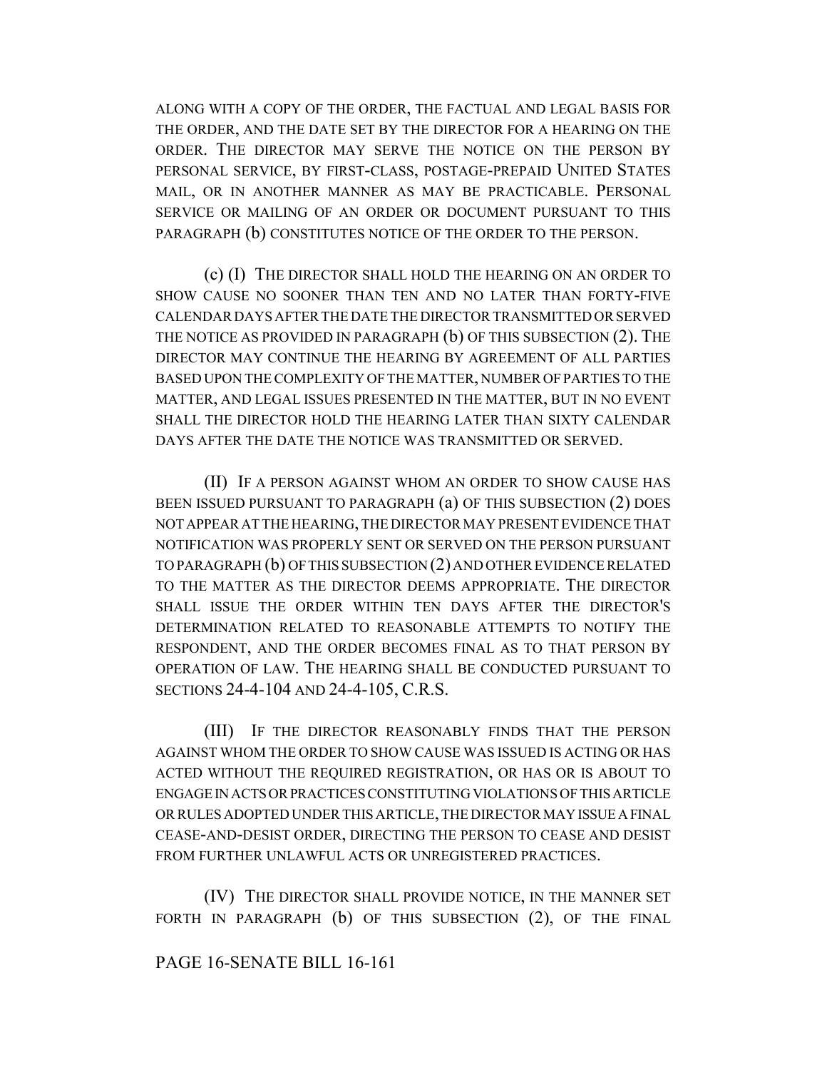ALONG WITH A COPY OF THE ORDER, THE FACTUAL AND LEGAL BASIS FOR THE ORDER, AND THE DATE SET BY THE DIRECTOR FOR A HEARING ON THE ORDER. THE DIRECTOR MAY SERVE THE NOTICE ON THE PERSON BY PERSONAL SERVICE, BY FIRST-CLASS, POSTAGE-PREPAID UNITED STATES MAIL, OR IN ANOTHER MANNER AS MAY BE PRACTICABLE. PERSONAL SERVICE OR MAILING OF AN ORDER OR DOCUMENT PURSUANT TO THIS PARAGRAPH (b) CONSTITUTES NOTICE OF THE ORDER TO THE PERSON.

(c) (I) THE DIRECTOR SHALL HOLD THE HEARING ON AN ORDER TO SHOW CAUSE NO SOONER THAN TEN AND NO LATER THAN FORTY-FIVE CALENDAR DAYS AFTER THE DATE THE DIRECTOR TRANSMITTED OR SERVED THE NOTICE AS PROVIDED IN PARAGRAPH (b) OF THIS SUBSECTION (2). THE DIRECTOR MAY CONTINUE THE HEARING BY AGREEMENT OF ALL PARTIES BASED UPON THE COMPLEXITY OF THE MATTER, NUMBER OF PARTIES TO THE MATTER, AND LEGAL ISSUES PRESENTED IN THE MATTER, BUT IN NO EVENT SHALL THE DIRECTOR HOLD THE HEARING LATER THAN SIXTY CALENDAR DAYS AFTER THE DATE THE NOTICE WAS TRANSMITTED OR SERVED.

(II) IF A PERSON AGAINST WHOM AN ORDER TO SHOW CAUSE HAS BEEN ISSUED PURSUANT TO PARAGRAPH (a) OF THIS SUBSECTION (2) DOES NOT APPEAR AT THE HEARING, THE DIRECTOR MAY PRESENT EVIDENCE THAT NOTIFICATION WAS PROPERLY SENT OR SERVED ON THE PERSON PURSUANT TO PARAGRAPH (b) OF THIS SUBSECTION (2) AND OTHER EVIDENCE RELATED TO THE MATTER AS THE DIRECTOR DEEMS APPROPRIATE. THE DIRECTOR SHALL ISSUE THE ORDER WITHIN TEN DAYS AFTER THE DIRECTOR'S DETERMINATION RELATED TO REASONABLE ATTEMPTS TO NOTIFY THE RESPONDENT, AND THE ORDER BECOMES FINAL AS TO THAT PERSON BY OPERATION OF LAW. THE HEARING SHALL BE CONDUCTED PURSUANT TO SECTIONS 24-4-104 AND 24-4-105, C.R.S.

(III) IF THE DIRECTOR REASONABLY FINDS THAT THE PERSON AGAINST WHOM THE ORDER TO SHOW CAUSE WAS ISSUED IS ACTING OR HAS ACTED WITHOUT THE REQUIRED REGISTRATION, OR HAS OR IS ABOUT TO ENGAGE IN ACTS OR PRACTICES CONSTITUTING VIOLATIONS OF THIS ARTICLE OR RULES ADOPTED UNDER THIS ARTICLE, THE DIRECTOR MAY ISSUE A FINAL CEASE-AND-DESIST ORDER, DIRECTING THE PERSON TO CEASE AND DESIST FROM FURTHER UNLAWFUL ACTS OR UNREGISTERED PRACTICES.

(IV) THE DIRECTOR SHALL PROVIDE NOTICE, IN THE MANNER SET FORTH IN PARAGRAPH (b) OF THIS SUBSECTION (2), OF THE FINAL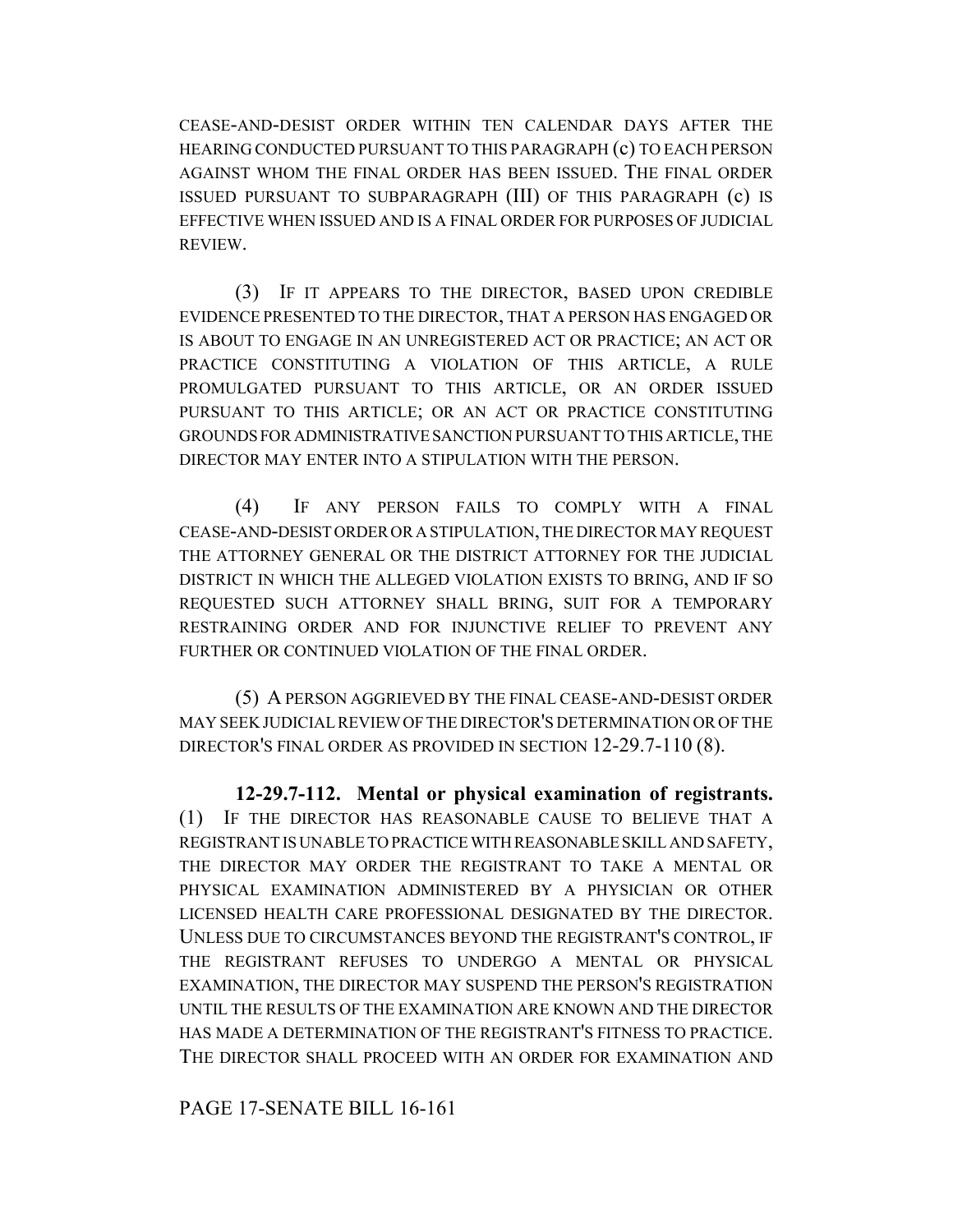CEASE-AND-DESIST ORDER WITHIN TEN CALENDAR DAYS AFTER THE HEARING CONDUCTED PURSUANT TO THIS PARAGRAPH (c) TO EACH PERSON AGAINST WHOM THE FINAL ORDER HAS BEEN ISSUED. THE FINAL ORDER ISSUED PURSUANT TO SUBPARAGRAPH (III) OF THIS PARAGRAPH (c) IS EFFECTIVE WHEN ISSUED AND IS A FINAL ORDER FOR PURPOSES OF JUDICIAL REVIEW.

(3) IF IT APPEARS TO THE DIRECTOR, BASED UPON CREDIBLE EVIDENCE PRESENTED TO THE DIRECTOR, THAT A PERSON HAS ENGAGED OR IS ABOUT TO ENGAGE IN AN UNREGISTERED ACT OR PRACTICE; AN ACT OR PRACTICE CONSTITUTING A VIOLATION OF THIS ARTICLE, A RULE PROMULGATED PURSUANT TO THIS ARTICLE, OR AN ORDER ISSUED PURSUANT TO THIS ARTICLE; OR AN ACT OR PRACTICE CONSTITUTING GROUNDS FOR ADMINISTRATIVE SANCTION PURSUANT TO THIS ARTICLE, THE DIRECTOR MAY ENTER INTO A STIPULATION WITH THE PERSON.

(4) IF ANY PERSON FAILS TO COMPLY WITH A FINAL CEASE-AND-DESIST ORDER OR A STIPULATION, THE DIRECTOR MAY REQUEST THE ATTORNEY GENERAL OR THE DISTRICT ATTORNEY FOR THE JUDICIAL DISTRICT IN WHICH THE ALLEGED VIOLATION EXISTS TO BRING, AND IF SO REQUESTED SUCH ATTORNEY SHALL BRING, SUIT FOR A TEMPORARY RESTRAINING ORDER AND FOR INJUNCTIVE RELIEF TO PREVENT ANY FURTHER OR CONTINUED VIOLATION OF THE FINAL ORDER.

(5) A PERSON AGGRIEVED BY THE FINAL CEASE-AND-DESIST ORDER MAY SEEK JUDICIAL REVIEW OF THE DIRECTOR'S DETERMINATION OR OF THE DIRECTOR'S FINAL ORDER AS PROVIDED IN SECTION 12-29.7-110 (8).

**12-29.7-112. Mental or physical examination of registrants.** (1) IF THE DIRECTOR HAS REASONABLE CAUSE TO BELIEVE THAT A REGISTRANT IS UNABLE TO PRACTICE WITH REASONABLE SKILL AND SAFETY, THE DIRECTOR MAY ORDER THE REGISTRANT TO TAKE A MENTAL OR PHYSICAL EXAMINATION ADMINISTERED BY A PHYSICIAN OR OTHER LICENSED HEALTH CARE PROFESSIONAL DESIGNATED BY THE DIRECTOR. UNLESS DUE TO CIRCUMSTANCES BEYOND THE REGISTRANT'S CONTROL, IF THE REGISTRANT REFUSES TO UNDERGO A MENTAL OR PHYSICAL EXAMINATION, THE DIRECTOR MAY SUSPEND THE PERSON'S REGISTRATION UNTIL THE RESULTS OF THE EXAMINATION ARE KNOWN AND THE DIRECTOR HAS MADE A DETERMINATION OF THE REGISTRANT'S FITNESS TO PRACTICE. THE DIRECTOR SHALL PROCEED WITH AN ORDER FOR EXAMINATION AND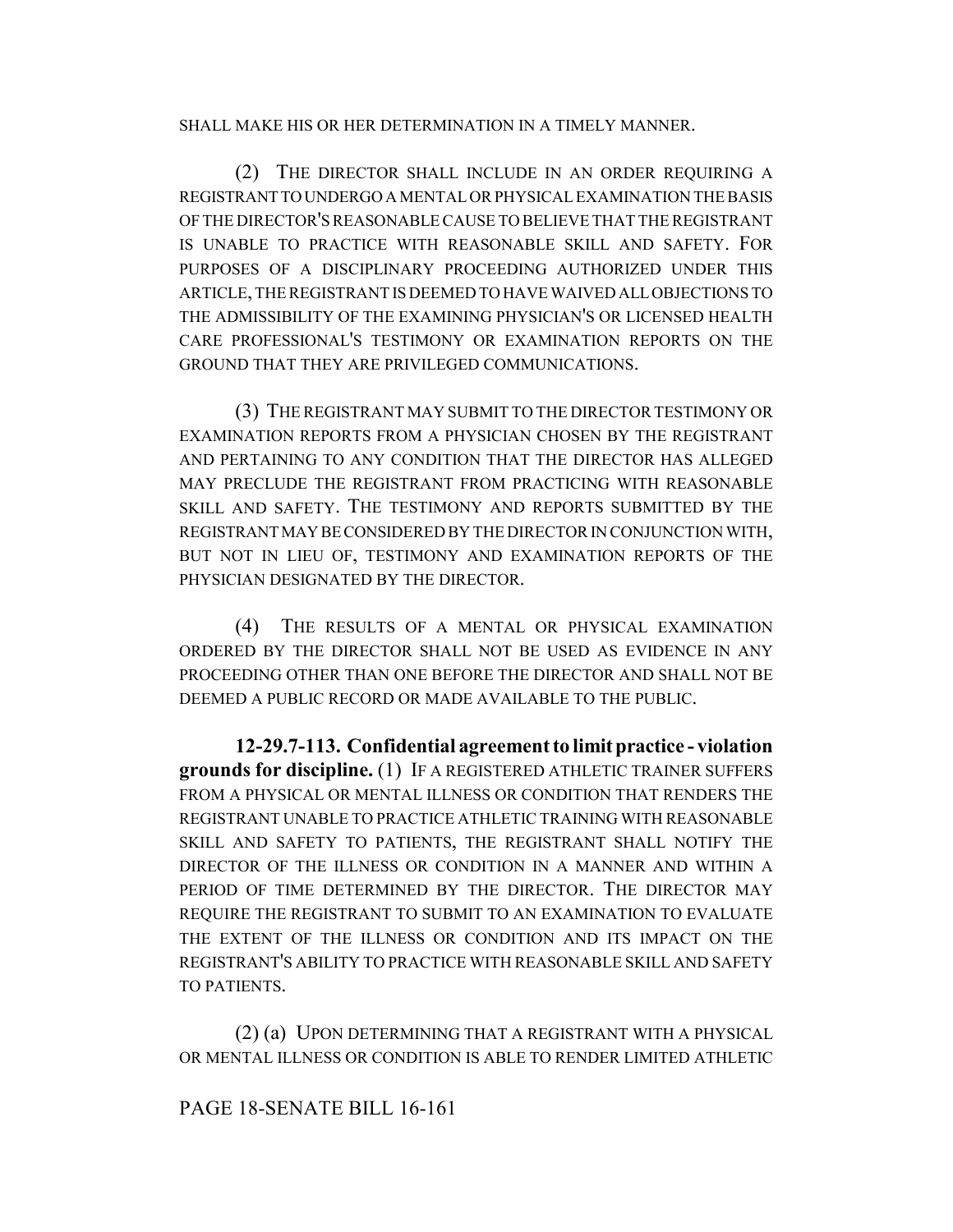SHALL MAKE HIS OR HER DETERMINATION IN A TIMELY MANNER.

(2) THE DIRECTOR SHALL INCLUDE IN AN ORDER REQUIRING A REGISTRANT TO UNDERGO A MENTAL OR PHYSICAL EXAMINATION THE BASIS OF THE DIRECTOR'S REASONABLE CAUSE TO BELIEVE THAT THE REGISTRANT IS UNABLE TO PRACTICE WITH REASONABLE SKILL AND SAFETY. FOR PURPOSES OF A DISCIPLINARY PROCEEDING AUTHORIZED UNDER THIS ARTICLE, THE REGISTRANT IS DEEMED TO HAVE WAIVED ALL OBJECTIONS TO THE ADMISSIBILITY OF THE EXAMINING PHYSICIAN'S OR LICENSED HEALTH CARE PROFESSIONAL'S TESTIMONY OR EXAMINATION REPORTS ON THE GROUND THAT THEY ARE PRIVILEGED COMMUNICATIONS.

(3) THE REGISTRANT MAY SUBMIT TO THE DIRECTOR TESTIMONY OR EXAMINATION REPORTS FROM A PHYSICIAN CHOSEN BY THE REGISTRANT AND PERTAINING TO ANY CONDITION THAT THE DIRECTOR HAS ALLEGED MAY PRECLUDE THE REGISTRANT FROM PRACTICING WITH REASONABLE SKILL AND SAFETY. THE TESTIMONY AND REPORTS SUBMITTED BY THE REGISTRANT MAY BE CONSIDERED BY THE DIRECTOR IN CONJUNCTION WITH, BUT NOT IN LIEU OF, TESTIMONY AND EXAMINATION REPORTS OF THE PHYSICIAN DESIGNATED BY THE DIRECTOR.

(4) THE RESULTS OF A MENTAL OR PHYSICAL EXAMINATION ORDERED BY THE DIRECTOR SHALL NOT BE USED AS EVIDENCE IN ANY PROCEEDING OTHER THAN ONE BEFORE THE DIRECTOR AND SHALL NOT BE DEEMED A PUBLIC RECORD OR MADE AVAILABLE TO THE PUBLIC.

**12-29.7-113. Confidential agreement to limit practice - violation grounds for discipline.** (1) IF A REGISTERED ATHLETIC TRAINER SUFFERS FROM A PHYSICAL OR MENTAL ILLNESS OR CONDITION THAT RENDERS THE REGISTRANT UNABLE TO PRACTICE ATHLETIC TRAINING WITH REASONABLE SKILL AND SAFETY TO PATIENTS, THE REGISTRANT SHALL NOTIFY THE DIRECTOR OF THE ILLNESS OR CONDITION IN A MANNER AND WITHIN A PERIOD OF TIME DETERMINED BY THE DIRECTOR. THE DIRECTOR MAY REQUIRE THE REGISTRANT TO SUBMIT TO AN EXAMINATION TO EVALUATE THE EXTENT OF THE ILLNESS OR CONDITION AND ITS IMPACT ON THE REGISTRANT'S ABILITY TO PRACTICE WITH REASONABLE SKILL AND SAFETY TO PATIENTS.

(2) (a) UPON DETERMINING THAT A REGISTRANT WITH A PHYSICAL OR MENTAL ILLNESS OR CONDITION IS ABLE TO RENDER LIMITED ATHLETIC

PAGE 18-SENATE BILL 16-161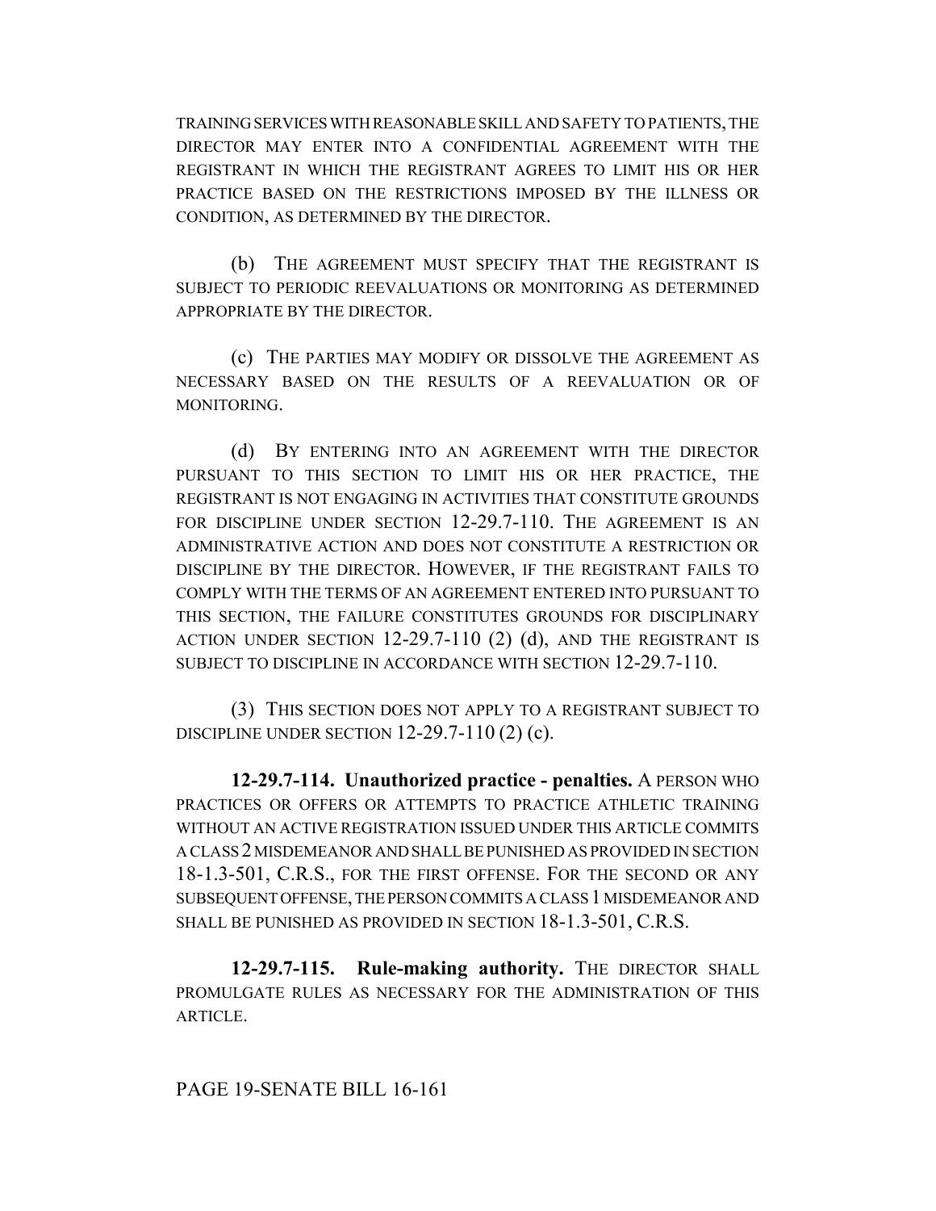TRAINING SERVICES WITH REASONABLE SKILL AND SAFETY TO PATIENTS, THE DIRECTOR MAY ENTER INTO A CONFIDENTIAL AGREEMENT WITH THE REGISTRANT IN WHICH THE REGISTRANT AGREES TO LIMIT HIS OR HER PRACTICE BASED ON THE RESTRICTIONS IMPOSED BY THE ILLNESS OR CONDITION, AS DETERMINED BY THE DIRECTOR.

(b) THE AGREEMENT MUST SPECIFY THAT THE REGISTRANT IS SUBJECT TO PERIODIC REEVALUATIONS OR MONITORING AS DETERMINED APPROPRIATE BY THE DIRECTOR.

(c) THE PARTIES MAY MODIFY OR DISSOLVE THE AGREEMENT AS NECESSARY BASED ON THE RESULTS OF A REEVALUATION OR OF MONITORING.

(d) BY ENTERING INTO AN AGREEMENT WITH THE DIRECTOR PURSUANT TO THIS SECTION TO LIMIT HIS OR HER PRACTICE, THE REGISTRANT IS NOT ENGAGING IN ACTIVITIES THAT CONSTITUTE GROUNDS FOR DISCIPLINE UNDER SECTION 12-29.7-110. THE AGREEMENT IS AN ADMINISTRATIVE ACTION AND DOES NOT CONSTITUTE A RESTRICTION OR DISCIPLINE BY THE DIRECTOR. HOWEVER, IF THE REGISTRANT FAILS TO COMPLY WITH THE TERMS OF AN AGREEMENT ENTERED INTO PURSUANT TO THIS SECTION, THE FAILURE CONSTITUTES GROUNDS FOR DISCIPLINARY ACTION UNDER SECTION 12-29.7-110 (2) (d), AND THE REGISTRANT IS SUBJECT TO DISCIPLINE IN ACCORDANCE WITH SECTION 12-29.7-110.

(3) THIS SECTION DOES NOT APPLY TO A REGISTRANT SUBJECT TO DISCIPLINE UNDER SECTION 12-29.7-110 (2) (c).

**12-29.7-114. Unauthorized practice - penalties.** A PERSON WHO PRACTICES OR OFFERS OR ATTEMPTS TO PRACTICE ATHLETIC TRAINING WITHOUT AN ACTIVE REGISTRATION ISSUED UNDER THIS ARTICLE COMMITS A CLASS 2 MISDEMEANOR AND SHALL BE PUNISHED AS PROVIDED IN SECTION 18-1.3-501, C.R.S., FOR THE FIRST OFFENSE. FOR THE SECOND OR ANY SUBSEQUENT OFFENSE, THE PERSON COMMITS A CLASS 1 MISDEMEANOR AND SHALL BE PUNISHED AS PROVIDED IN SECTION 18-1.3-501, C.R.S.

**12-29.7-115. Rule-making authority.** THE DIRECTOR SHALL PROMULGATE RULES AS NECESSARY FOR THE ADMINISTRATION OF THIS ARTICLE.

PAGE 19-SENATE BILL 16-161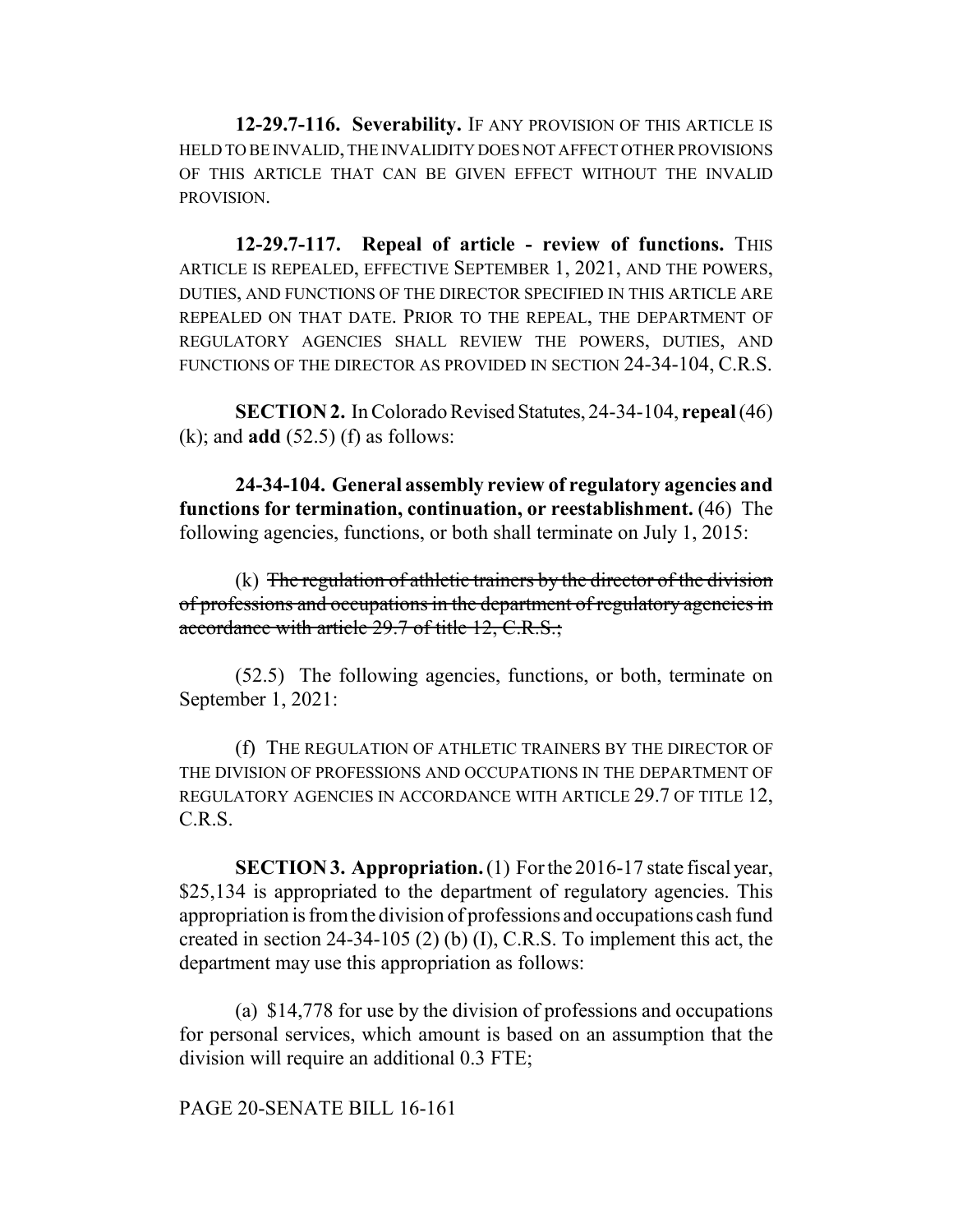**12-29.7-116. Severability.** IF ANY PROVISION OF THIS ARTICLE IS HELD TO BE INVALID, THE INVALIDITY DOES NOT AFFECT OTHER PROVISIONS OF THIS ARTICLE THAT CAN BE GIVEN EFFECT WITHOUT THE INVALID PROVISION.

**12-29.7-117. Repeal of article - review of functions.** THIS ARTICLE IS REPEALED, EFFECTIVE SEPTEMBER 1, 2021, AND THE POWERS, DUTIES, AND FUNCTIONS OF THE DIRECTOR SPECIFIED IN THIS ARTICLE ARE REPEALED ON THAT DATE. PRIOR TO THE REPEAL, THE DEPARTMENT OF REGULATORY AGENCIES SHALL REVIEW THE POWERS, DUTIES, AND FUNCTIONS OF THE DIRECTOR AS PROVIDED IN SECTION 24-34-104, C.R.S.

**SECTION 2.** In Colorado Revised Statutes, 24-34-104, **repeal** (46) (k); and **add** (52.5) (f) as follows:

**24-34-104. General assembly review of regulatory agencies and functions for termination, continuation, or reestablishment.** (46) The following agencies, functions, or both shall terminate on July 1, 2015:

(k) ~~The regulation of athletic trainers by the director of the division of professions and occupations in the department of regulatory agencies in accordance with article 29.7 of title 12, C.R.S.;~~

(52.5) The following agencies, functions, or both, terminate on September 1, 2021:

(f) THE REGULATION OF ATHLETIC TRAINERS BY THE DIRECTOR OF THE DIVISION OF PROFESSIONS AND OCCUPATIONS IN THE DEPARTMENT OF REGULATORY AGENCIES IN ACCORDANCE WITH ARTICLE 29.7 OF TITLE 12, C.R.S.

**SECTION 3. Appropriation.** (1) For the 2016-17 state fiscal year, $25,134 is appropriated to the department of regulatory agencies. This appropriation is from the division of professions and occupations cash fund created in section 24-34-105 (2) (b) (I), C.R.S. To implement this act, the department may use this appropriation as follows:

(a) $14,778 for use by the division of professions and occupations for personal services, which amount is based on an assumption that the division will require an additional 0.3 FTE;

PAGE 20-SENATE BILL 16-161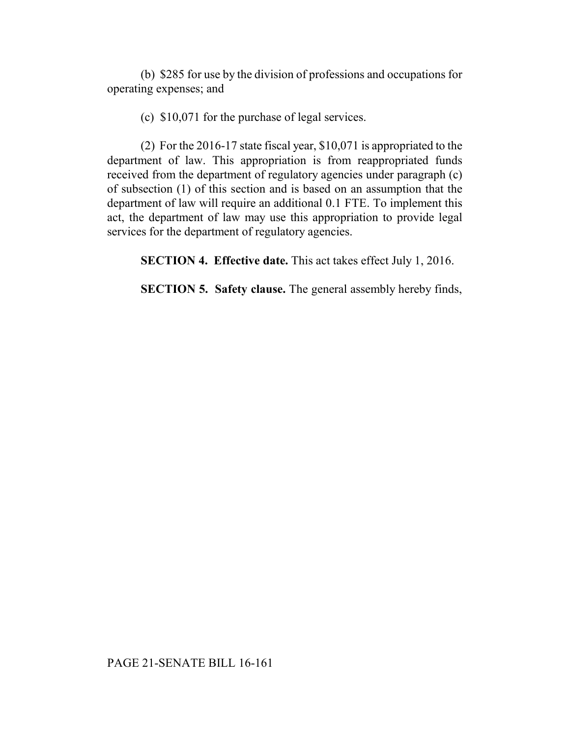(b) $285 for use by the division of professions and occupations for operating expenses; and

(c) $10,071 for the purchase of legal services.

(2) For the 2016-17 state fiscal year, $10,071 is appropriated to the department of law. This appropriation is from reappropriated funds received from the department of regulatory agencies under paragraph (c) of subsection (1) of this section and is based on an assumption that the department of law will require an additional 0.1 FTE. To implement this act, the department of law may use this appropriation to provide legal services for the department of regulatory agencies.

**SECTION 4. Effective date.** This act takes effect July 1, 2016.

**SECTION 5. Safety clause.** The general assembly hereby finds,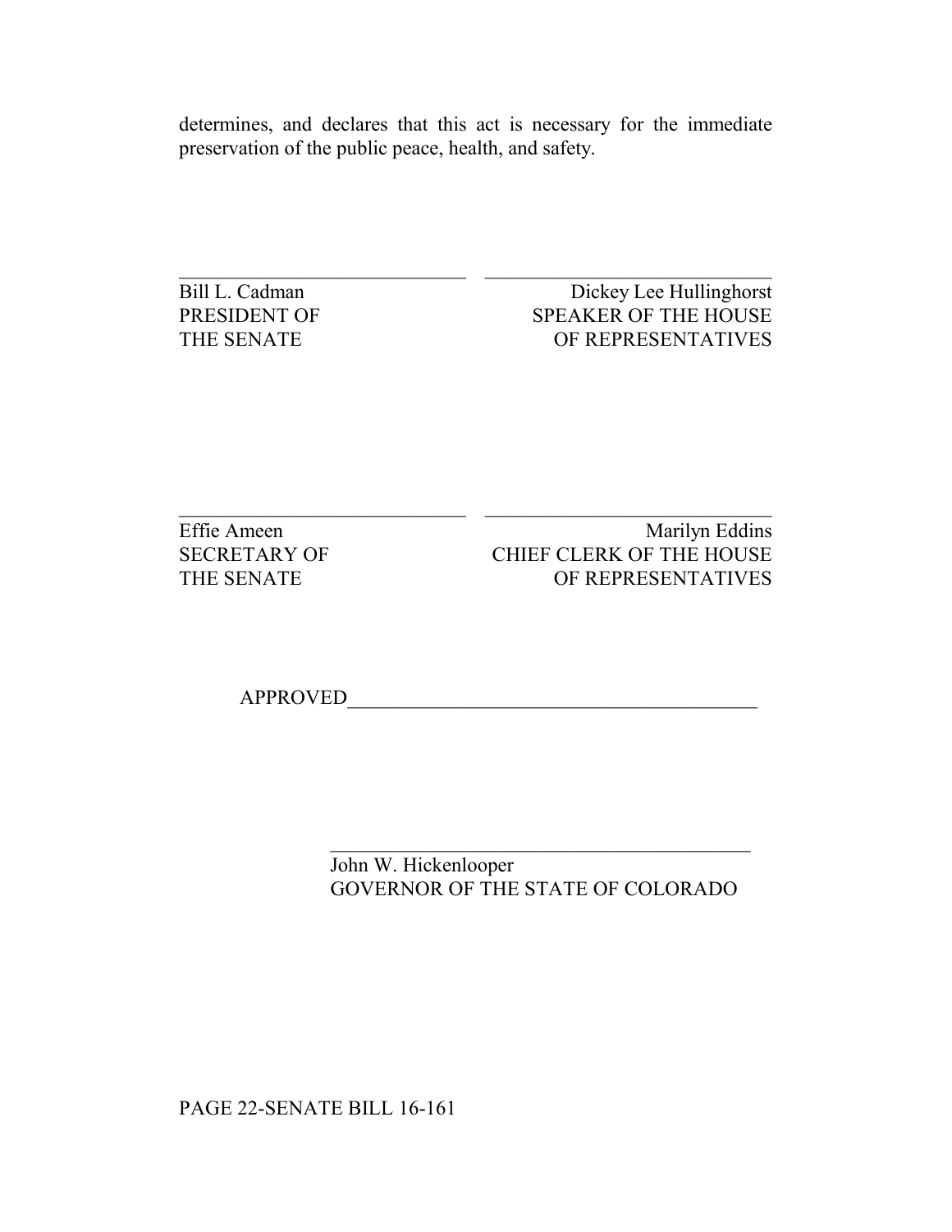determines, and declares that this act is necessary for the immediate preservation of the public peace, health, and safety.

| | |
|---|---|
| ____________________________ | ____________________________ |
| Bill L. Cadman | Dickey Lee Hullinghorst |
| PRESIDENT OF | SPEAKER OF THE HOUSE |
| THE SENATE | OF REPRESENTATIVES |

| | |
|---|---|
| ____________________________ | ____________________________ |
| Effie Ameen | Marilyn Eddins |
| SECRETARY OF | CHIEF CLERK OF THE HOUSE |
| THE SENATE | OF REPRESENTATIVES |

APPROVED________________________________________

____________________________________________
John W. Hickenlooper
GOVERNOR OF THE STATE OF COLORADO

PAGE 22-SENATE BILL 16-161